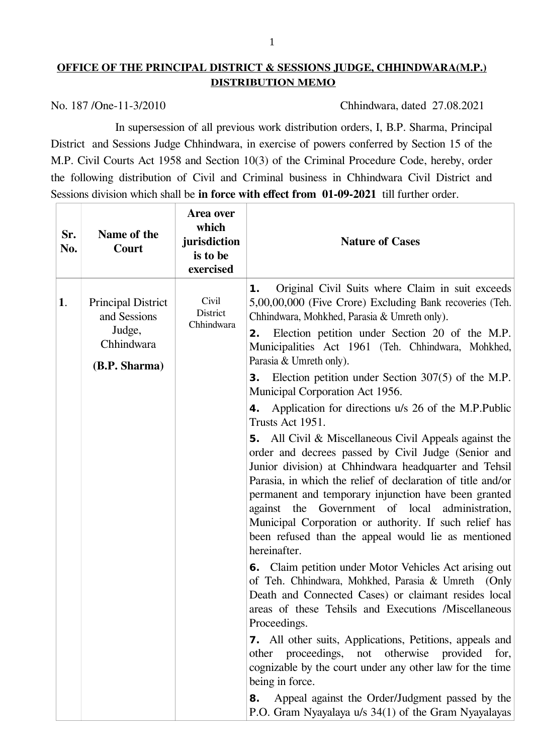**OFFICE OF THE PRINCIPAL DISTRICT & SESSIONS JUDGE, CHHINDWARA(M.P.)**
**DISTRIBUTION MEMO**

No. 187 /One-11-3/2010 Chhindwara, dated 27.08.2021

In supersession of all previous work distribution orders, I, B.P. Sharma, Principal District and Sessions Judge Chhindwara, in exercise of powers conferred by Section 15 of the M.P. Civil Courts Act 1958 and Section 10(3) of the Criminal Procedure Code, hereby, order the following distribution of Civil and Criminal business in Chhindwara Civil District and Sessions division which shall be **in force with effect from 01-09-2021** till further order.

| Sr. No. | Name of the Court | Area over which jurisdiction is to be exercised | Nature of Cases |
|---|---|---|---|
| **1**. | Principal District and Sessions Judge, Chhindwara **(B.P. Sharma)** | Civil District Chhindwara | **1.** Original Civil Suits where Claim in suit exceeds 5,00,00,000 (Five Crore) Excluding Bank recoveries (Teh. Chhindwara, Mohkhed, Parasia & Umreth only).<br>**2.** Election petition under Section 20 of the M.P. Municipalities Act 1961 (Teh. Chhindwara, Mohkhed, Parasia & Umreth only).<br>**3.** Election petition under Section 307(5) of the M.P. Municipal Corporation Act 1956.<br>**4.** Application for directions u/s 26 of the M.P.Public Trusts Act 1951.<br>**5.** All Civil & Miscellaneous Civil Appeals against the order and decrees passed by Civil Judge (Senior and Junior division) at Chhindwara headquarter and Tehsil Parasia, in which the relief of declaration of title and/or permanent and temporary injunction have been granted against the Government of local administration, Municipal Corporation or authority. If such relief has been refused than the appeal would lie as mentioned hereinafter.<br>**6.** Claim petition under Motor Vehicles Act arising out of Teh. Chhindwara, Mohkhed, Parasia & Umreth (Only Death and Connected Cases) or claimant resides local areas of these Tehsils and Executions /Miscellaneous Proceedings.<br>**7.** All other suits, Applications, Petitions, appeals and other proceedings, not otherwise provided for, cognizable by the court under any other law for the time being in force.<br>**8.** Appeal against the Order/Judgment passed by the P.O. Gram Nyayalaya u/s 34(1) of the Gram Nyayalayas |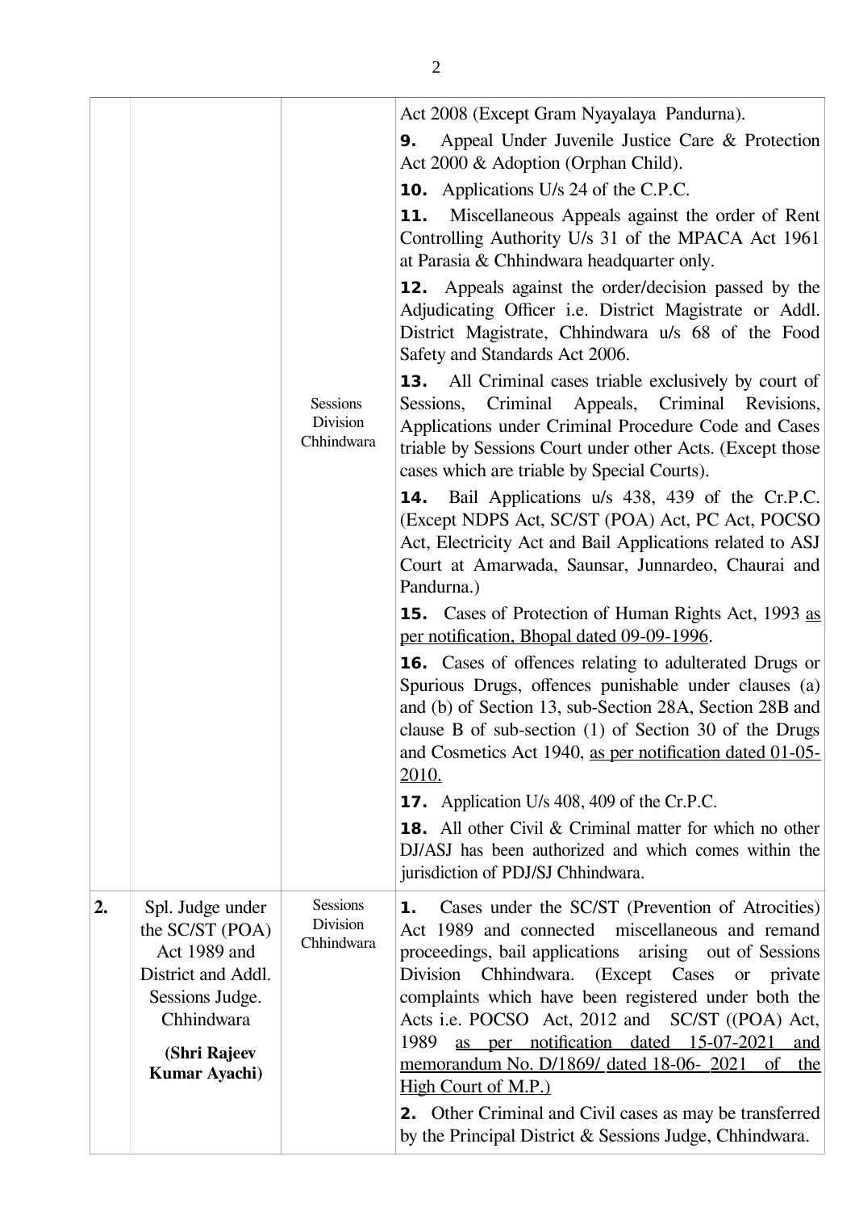| | | | |
|---|---|---|---|
| | | Sessions Division Chhindwara | Act 2008 (Except Gram Nyayalaya Pandurna).<br>**9.** Appeal Under Juvenile Justice Care & Protection Act 2000 & Adoption (Orphan Child).<br>**10.** Applications U/s 24 of the C.P.C.<br>**11.** Miscellaneous Appeals against the order of Rent Controlling Authority U/s 31 of the MPACA Act 1961 at Parasia & Chhindwara headquarter only.<br>**12.** Appeals against the order/decision passed by the Adjudicating Officer i.e. District Magistrate or Addl. District Magistrate, Chhindwara u/s 68 of the Food Safety and Standards Act 2006.<br>**13.** All Criminal cases triable exclusively by court of Sessions, Criminal Appeals, Criminal Revisions, Applications under Criminal Procedure Code and Cases triable by Sessions Court under other Acts. (Except those cases which are triable by Special Courts).<br>**14.** Bail Applications u/s 438, 439 of the Cr.P.C. (Except NDPS Act, SC/ST (POA) Act, PC Act, POCSO Act, Electricity Act and Bail Applications related to ASJ Court at Amarwada, Saunsar, Junnardeo, Chaurai and Pandurna.)<br>**15.** Cases of Protection of Human Rights Act, 1993 as per notification, Bhopal dated 09-09-1996.<br>**16.** Cases of offences relating to adulterated Drugs or Spurious Drugs, offences punishable under clauses (a) and (b) of Section 13, sub-Section 28A, Section 28B and clause B of sub-section (1) of Section 30 of the Drugs and Cosmetics Act 1940, as per notification dated 01-05-2010.<br>**17.** Application U/s 408, 409 of the Cr.P.C.<br>**18.** All other Civil & Criminal matter for which no other DJ/ASJ has been authorized and which comes within the jurisdiction of PDJ/SJ Chhindwara. |
| **2.** | Spl. Judge under the SC/ST (POA) Act 1989 and District and Addl. Sessions Judge. Chhindwara<br>**(Shri Rajeev Kumar Ayachi)** | Sessions Division Chhindwara | **1.** Cases under the SC/ST (Prevention of Atrocities) Act 1989 and connected miscellaneous and remand proceedings, bail applications arising out of Sessions Division Chhindwara. (Except Cases or private complaints which have been registered under both the Acts i.e. POCSO Act, 2012 and SC/ST ((POA) Act, 1989 as per notification dated 15-07-2021 and memorandum No. D/1869/ dated 18-06- 2021 of the High Court of M.P.)<br>**2.** Other Criminal and Civil cases as may be transferred by the Principal District & Sessions Judge, Chhindwara. |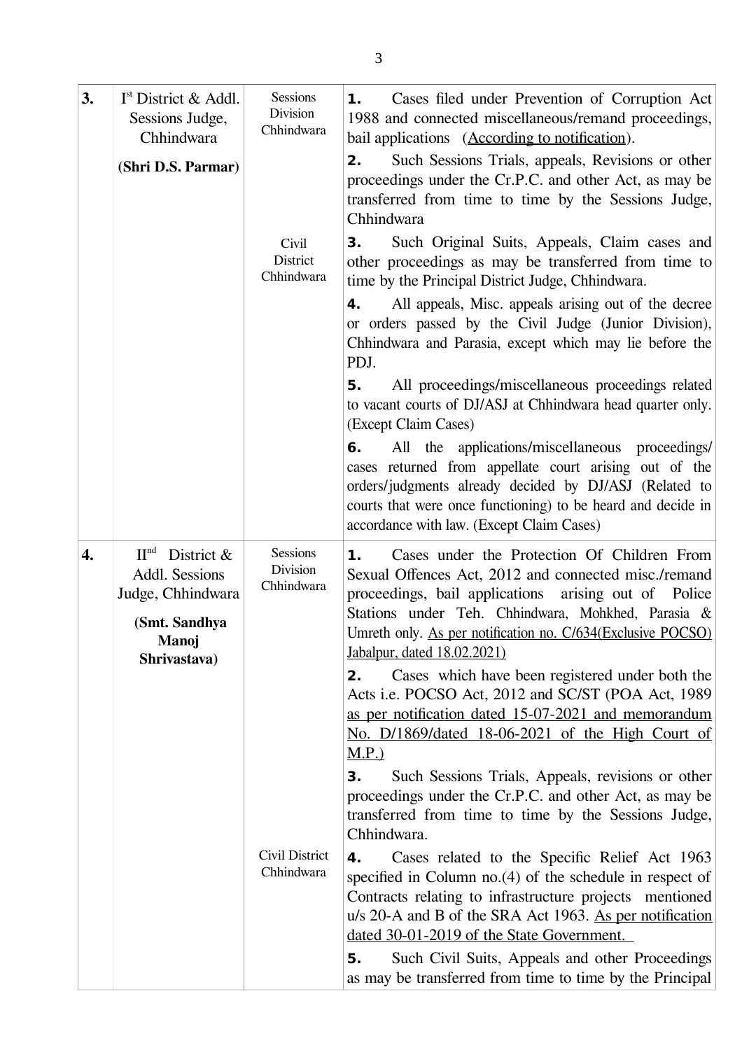| | | | |
|---|---|---|---|
| **3.** | I[st] District & Addl. Sessions Judge, Chhindwara<br><br>**(Shri D.S. Parmar)** | Sessions Division Chhindwara | **1.** Cases filed under Prevention of Corruption Act 1988 and connected miscellaneous/remand proceedings, bail applications (According to notification).<br><br>**2.** Such Sessions Trials, appeals, Revisions or other proceedings under the Cr.P.C. and other Act, as may be transferred from time to time by the Sessions Judge, Chhindwara |
| | | Civil District Chhindwara | **3.** Such Original Suits, Appeals, Claim cases and other proceedings as may be transferred from time to time by the Principal District Judge, Chhindwara.<br><br>**4.** All appeals, Misc. appeals arising out of the decree or orders passed by the Civil Judge (Junior Division), Chhindwara and Parasia, except which may lie before the PDJ.<br><br>**5.** All proceedings/miscellaneous proceedings related to vacant courts of DJ/ASJ at Chhindwara head quarter only. (Except Claim Cases)<br><br>**6.** All the applications/miscellaneous proceedings/ cases returned from appellate court arising out of the orders/judgments already decided by DJ/ASJ (Related to courts that were once functioning) to be heard and decide in accordance with law. (Except Claim Cases) |
| **4.** | II[nd] District & Addl. Sessions Judge, Chhindwara<br><br>**(Smt. Sandhya Manoj Shrivastava)** | Sessions Division Chhindwara | **1.** Cases under the Protection Of Children From Sexual Offences Act, 2012 and connected misc./remand proceedings, bail applications arising out of Police Stations under Teh. Chhindwara, Mohkhed, Parasia & Umreth only. As per notification no. C/634(Exclusive POCSO) Jabalpur, dated 18.02.2021)<br><br>**2.** Cases which have been registered under both the Acts i.e. POCSO Act, 2012 and SC/ST (POA Act, 1989 as per notification dated 15-07-2021 and memorandum No. D/1869/dated 18-06-2021 of the High Court of M.P.)<br><br>**3.** Such Sessions Trials, Appeals, revisions or other proceedings under the Cr.P.C. and other Act, as may be transferred from time to time by the Sessions Judge, Chhindwara. |
| | | Civil District Chhindwara | **4.** Cases related to the Specific Relief Act 1963 specified in Column no.(4) of the schedule in respect of Contracts relating to infrastructure projects mentioned u/s 20-A and B of the SRA Act 1963. As per notification dated 30-01-2019 of the State Government.<br><br>**5.** Such Civil Suits, Appeals and other Proceedings as may be transferred from time to time by the Principal |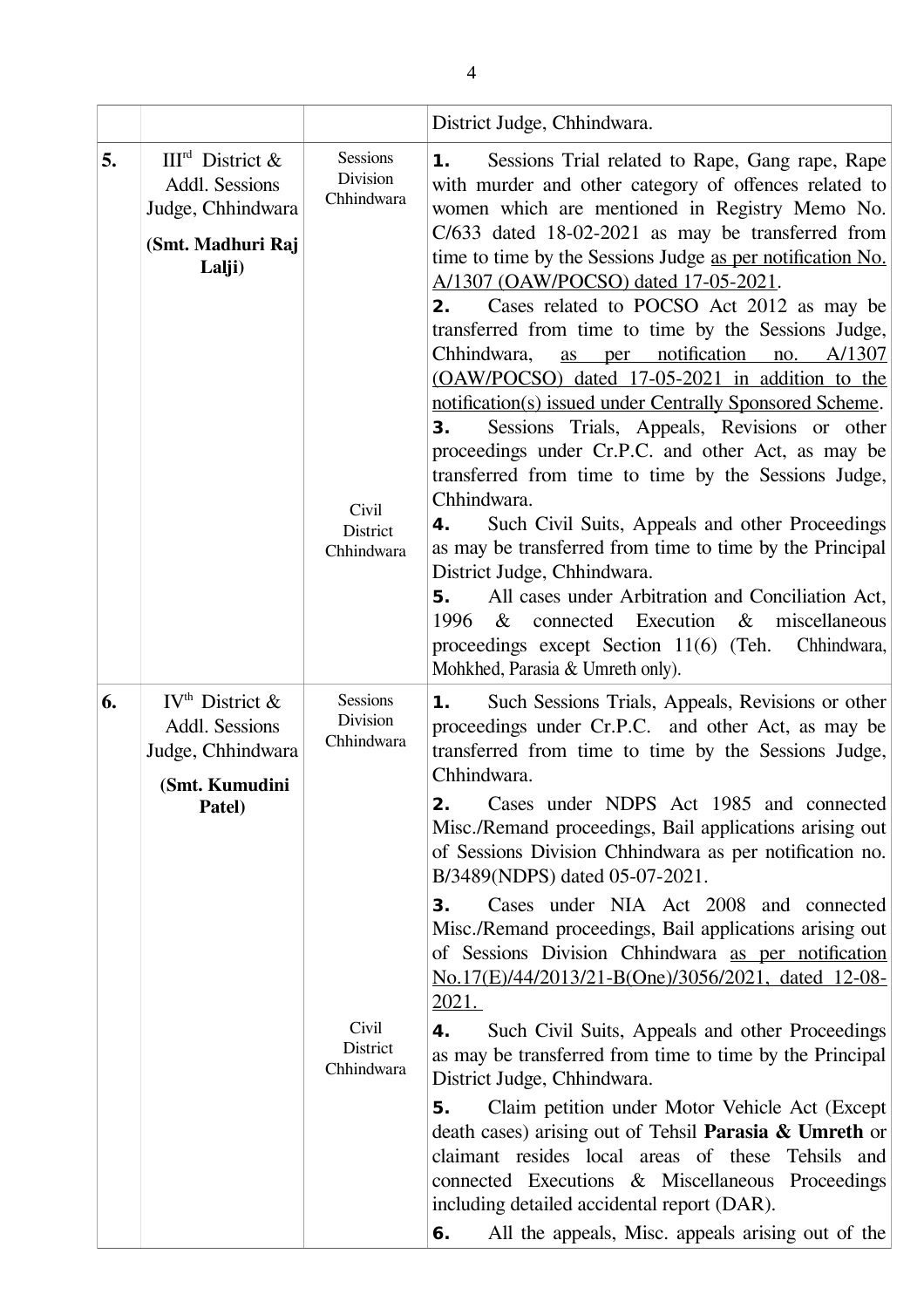| | | | |
|---|---|---|---|
| | | | District Judge, Chhindwara. |
| **5.** | III[rd] District & Addl. Sessions Judge, Chhindwara **(Smt. Madhuri Raj Lalji)** | Sessions Division Chhindwara | **1.** Sessions Trial related to Rape, Gang rape, Rape with murder and other category of offences related to women which are mentioned in Registry Memo No. C/633 dated 18-02-2021 as may be transferred from time to time by the Sessions Judge as per notification No. A/1307 (OAW/POCSO) dated 17-05-2021.<br>**2.** Cases related to POCSO Act 2012 as may be transferred from time to time by the Sessions Judge, Chhindwara, as per notification no. A/1307 (OAW/POCSO) dated 17-05-2021 in addition to the notification(s) issued under Centrally Sponsored Scheme.<br>**3.** Sessions Trials, Appeals, Revisions or other proceedings under Cr.P.C. and other Act, as may be transferred from time to time by the Sessions Judge, Chhindwara. |
| | | Civil District Chhindwara | **4.** Such Civil Suits, Appeals and other Proceedings as may be transferred from time to time by the Principal District Judge, Chhindwara.<br>**5.** All cases under Arbitration and Conciliation Act, 1996 & connected Execution & miscellaneous proceedings except Section 11(6) (Teh. Chhindwara, Mohkhed, Parasia & Umreth only). |
| **6.** | IV[th] District & Addl. Sessions Judge, Chhindwara **(Smt. Kumudini Patel)** | Sessions Division Chhindwara | **1.** Such Sessions Trials, Appeals, Revisions or other proceedings under Cr.P.C. and other Act, as may be transferred from time to time by the Sessions Judge, Chhindwara.<br>**2.** Cases under NDPS Act 1985 and connected Misc./Remand proceedings, Bail applications arising out of Sessions Division Chhindwara as per notification no. B/3489(NDPS) dated 05-07-2021.<br>**3.** Cases under NIA Act 2008 and connected Misc./Remand proceedings, Bail applications arising out of Sessions Division Chhindwara as per notification No.17(E)/44/2013/21-B(One)/3056/2021, dated 12-08-2021. |
| | | Civil District Chhindwara | **4.** Such Civil Suits, Appeals and other Proceedings as may be transferred from time to time by the Principal District Judge, Chhindwara.<br>**5.** Claim petition under Motor Vehicle Act (Except death cases) arising out of Tehsil **Parasia & Umreth** or claimant resides local areas of these Tehsils and connected Executions & Miscellaneous Proceedings including detailed accidental report (DAR).<br>**6.** All the appeals, Misc. appeals arising out of the |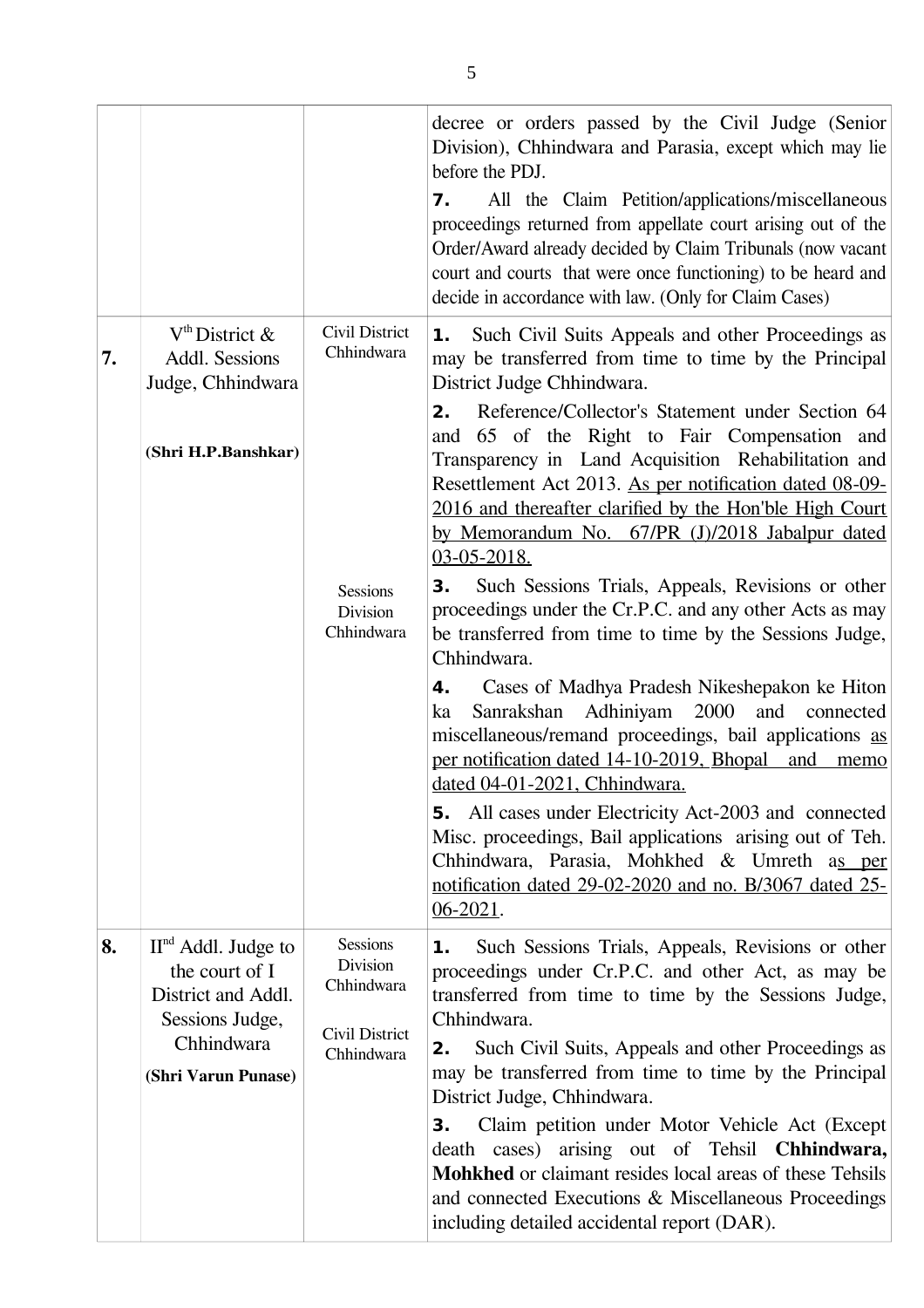| | | | |
|---|---|---|---|
| | | | decree or orders passed by the Civil Judge (Senior Division), Chhindwara and Parasia, except which may lie before the PDJ.<br>**7.** All the Claim Petition/applications/miscellaneous proceedings returned from appellate court arising out of the Order/Award already decided by Claim Tribunals (now vacant court and courts that were once functioning) to be heard and decide in accordance with law. (Only for Claim Cases) |
| **7.** | V[th] District & Addl. Sessions Judge, Chhindwara<br><br>**(Shri H.P.Banshkar)** | Civil District Chhindwara<br><br><br><br><br><br><br>Sessions Division Chhindwara | **1.** Such Civil Suits Appeals and other Proceedings as may be transferred from time to time by the Principal District Judge Chhindwara.<br>**2.** Reference/Collector's Statement under Section 64 and 65 of the Right to Fair Compensation and Transparency in Land Acquisition Rehabilitation and Resettlement Act 2013. <u>As per notification dated 08-09-2016 and thereafter clarified by the Hon'ble High Court by Memorandum No. 67/PR (J)/2018 Jabalpur dated 03-05-2018.</u><br>**3.** Such Sessions Trials, Appeals, Revisions or other proceedings under the Cr.P.C. and any other Acts as may be transferred from time to time by the Sessions Judge, Chhindwara.<br>**4.** Cases of Madhya Pradesh Nikeshepakon ke Hiton ka Sanrakshan Adhiniyam 2000 and connected miscellaneous/remand proceedings, bail applications <u>as per notification dated 14-10-2019, Bhopal and memo dated 04-01-2021, Chhindwara.</u><br>**5.** All cases under Electricity Act-2003 and connected Misc. proceedings, Bail applications arising out of Teh. Chhindwara, Parasia, Mohkhed & Umreth a<u>s per notification dated 29-02-2020 and no. B/3067 dated 25-06-2021</u>. |
| **8.** | II[nd] Addl. Judge to the court of I District and Addl. Sessions Judge, Chhindwara<br>**(Shri Varun Punase)** | Sessions Division Chhindwara<br><br>Civil District Chhindwara | **1.** Such Sessions Trials, Appeals, Revisions or other proceedings under Cr.P.C. and other Act, as may be transferred from time to time by the Sessions Judge, Chhindwara.<br>**2.** Such Civil Suits, Appeals and other Proceedings as may be transferred from time to time by the Principal District Judge, Chhindwara.<br>**3.** Claim petition under Motor Vehicle Act (Except death cases) arising out of Tehsil **Chhindwara, Mohkhed** or claimant resides local areas of these Tehsils and connected Executions & Miscellaneous Proceedings including detailed accidental report (DAR). |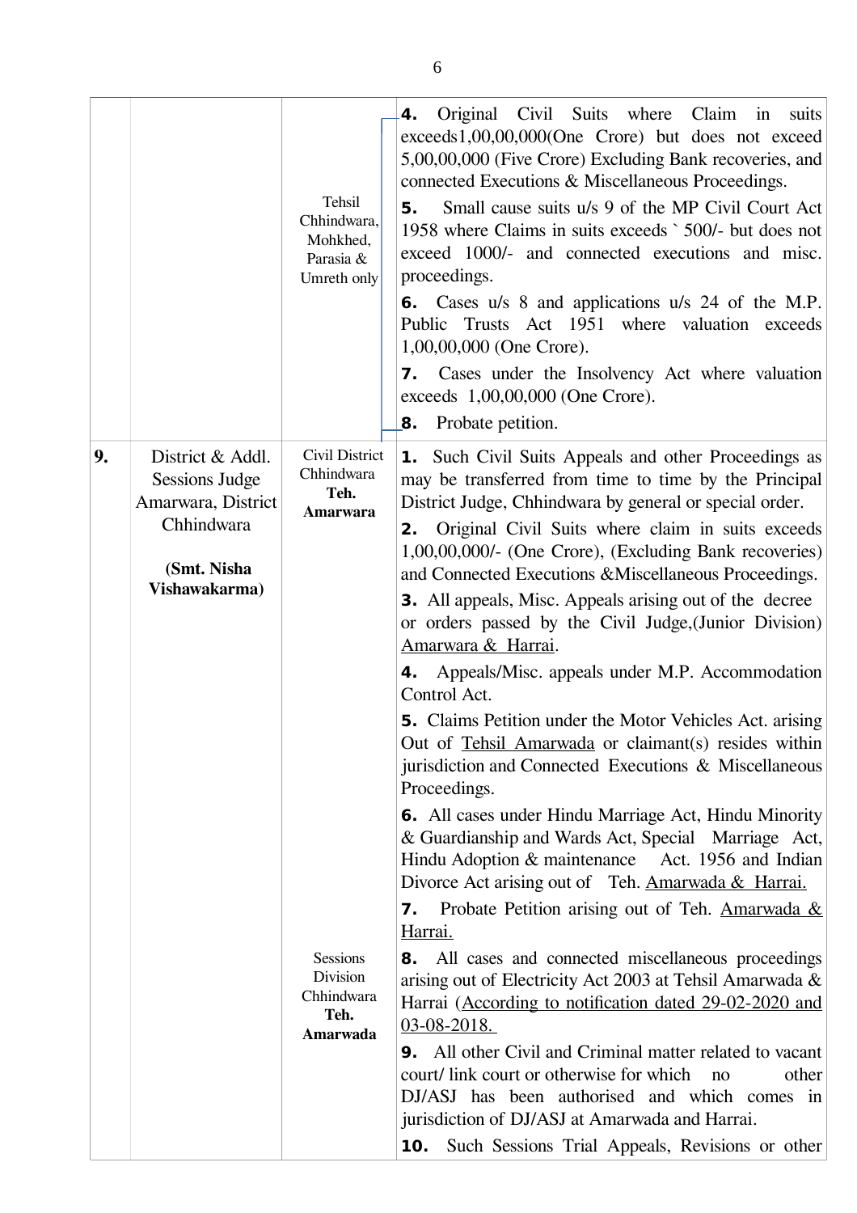| | | | |
|---|---|---|---|
| | | Tehsil Chhindwara, Mohkhed, Parasia & Umreth only | **4.** Original Civil Suits where Claim in suits exceeds1,00,00,000(One Crore) but does not exceed 5,00,00,000 (Five Crore) Excluding Bank recoveries, and connected Executions & Miscellaneous Proceedings.<br>**5.** Small cause suits u/s 9 of the MP Civil Court Act 1958 where Claims in suits exceeds ` 500/- but does not exceed 1000/- and connected executions and misc. proceedings.<br>**6.** Cases u/s 8 and applications u/s 24 of the M.P. Public Trusts Act 1951 where valuation exceeds 1,00,00,000 (One Crore).<br>**7.** Cases under the Insolvency Act where valuation exceeds 1,00,00,000 (One Crore).<br>**8.** Probate petition. |
| **9.** | District & Addl. Sessions Judge Amarwara, District Chhindwara<br><br>**(Smt. Nisha Vishawakarma)** | Civil District Chhindwara **Teh. Amarwara**<br><br>Sessions Division Chhindwara **Teh. Amarwada** | **1.** Such Civil Suits Appeals and other Proceedings as may be transferred from time to time by the Principal District Judge, Chhindwara by general or special order.<br>**2.** Original Civil Suits where claim in suits exceeds 1,00,00,000/- (One Crore), (Excluding Bank recoveries) and Connected Executions &Miscellaneous Proceedings.<br>**3.** All appeals, Misc. Appeals arising out of the decree or orders passed by the Civil Judge,(Junior Division) Amarwara & Harrai.<br>**4.** Appeals/Misc. appeals under M.P. Accommodation Control Act.<br>**5.** Claims Petition under the Motor Vehicles Act. arising Out of Tehsil Amarwada or claimant(s) resides within jurisdiction and Connected Executions & Miscellaneous Proceedings.<br>**6.** All cases under Hindu Marriage Act, Hindu Minority & Guardianship and Wards Act, Special Marriage Act, Hindu Adoption & maintenance Act. 1956 and Indian Divorce Act arising out of Teh. Amarwada & Harrai.<br>**7.** Probate Petition arising out of Teh. Amarwada & Harrai.<br>**8.** All cases and connected miscellaneous proceedings arising out of Electricity Act 2003 at Tehsil Amarwada & Harrai (According to notification dated 29-02-2020 and 03-08-2018.<br>**9.** All other Civil and Criminal matter related to vacant court/ link court or otherwise for which no other DJ/ASJ has been authorised and which comes in jurisdiction of DJ/ASJ at Amarwada and Harrai.<br>**10.** Such Sessions Trial Appeals, Revisions or other |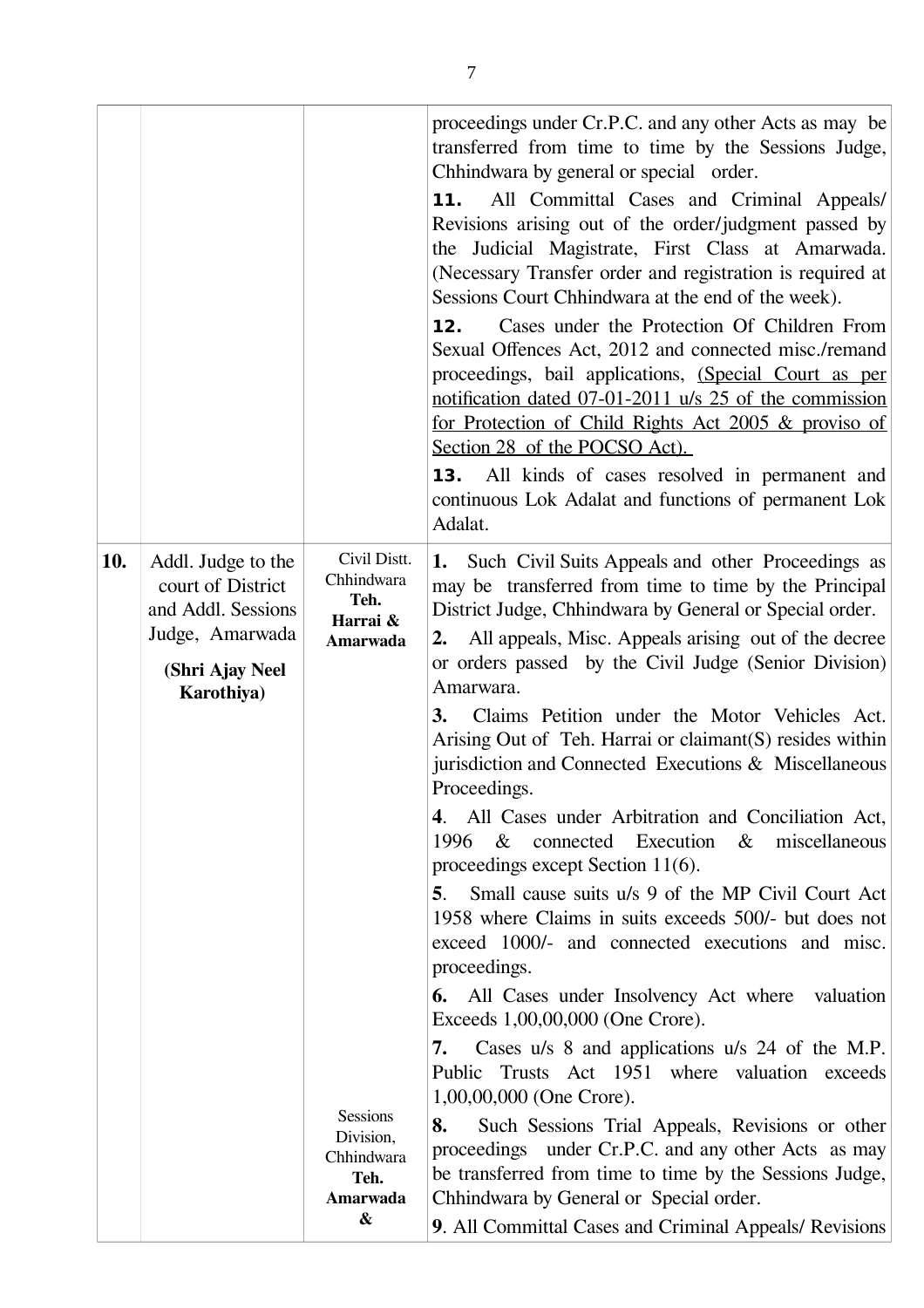| | | | |
|---|---|---|---|
| | | | proceedings under Cr.P.C. and any other Acts as may be transferred from time to time by the Sessions Judge, Chhindwara by general or special order.<br>**11.** All Committal Cases and Criminal Appeals/ Revisions arising out of the order/judgment passed by the Judicial Magistrate, First Class at Amarwada. (Necessary Transfer order and registration is required at Sessions Court Chhindwara at the end of the week).<br>**12.** Cases under the Protection Of Children From Sexual Offences Act, 2012 and connected misc./remand proceedings, bail applications, <u>(Special Court as per notification dated 07-01-2011 u/s 25 of the commission for Protection of Child Rights Act 2005 & proviso of Section 28 of the POCSO Act).</u><br>**13.** All kinds of cases resolved in permanent and continuous Lok Adalat and functions of permanent Lok Adalat. |
| **10.** | Addl. Judge to the court of District and Addl. Sessions Judge, Amarwada<br>**(Shri Ajay Neel Karothiya)** | Civil Distt. Chhindwara **Teh. Harrai & Amarwada** | **1.** Such Civil Suits Appeals and other Proceedings as may be transferred from time to time by the Principal District Judge, Chhindwara by General or Special order.<br>**2.** All appeals, Misc. Appeals arising out of the decree or orders passed by the Civil Judge (Senior Division) Amarwara.<br>**3.** Claims Petition under the Motor Vehicles Act. Arising Out of Teh. Harrai or claimant(S) resides within jurisdiction and Connected Executions & Miscellaneous Proceedings.<br>**4**. All Cases under Arbitration and Conciliation Act, 1996 & connected Execution & miscellaneous proceedings except Section 11(6).<br>**5**. Small cause suits u/s 9 of the MP Civil Court Act 1958 where Claims in suits exceeds 500/- but does not exceed 1000/- and connected executions and misc. proceedings.<br>**6.** All Cases under Insolvency Act where valuation Exceeds 1,00,00,000 (One Crore).<br>**7.** Cases u/s 8 and applications u/s 24 of the M.P. Public Trusts Act 1951 where valuation exceeds 1,00,00,000 (One Crore). |
| | | Sessions Division, Chhindwara **Teh. Amarwada &** | **8.** Such Sessions Trial Appeals, Revisions or other proceedings under Cr.P.C. and any other Acts as may be transferred from time to time by the Sessions Judge, Chhindwara by General or Special order.<br>**9**. All Committal Cases and Criminal Appeals/ Revisions |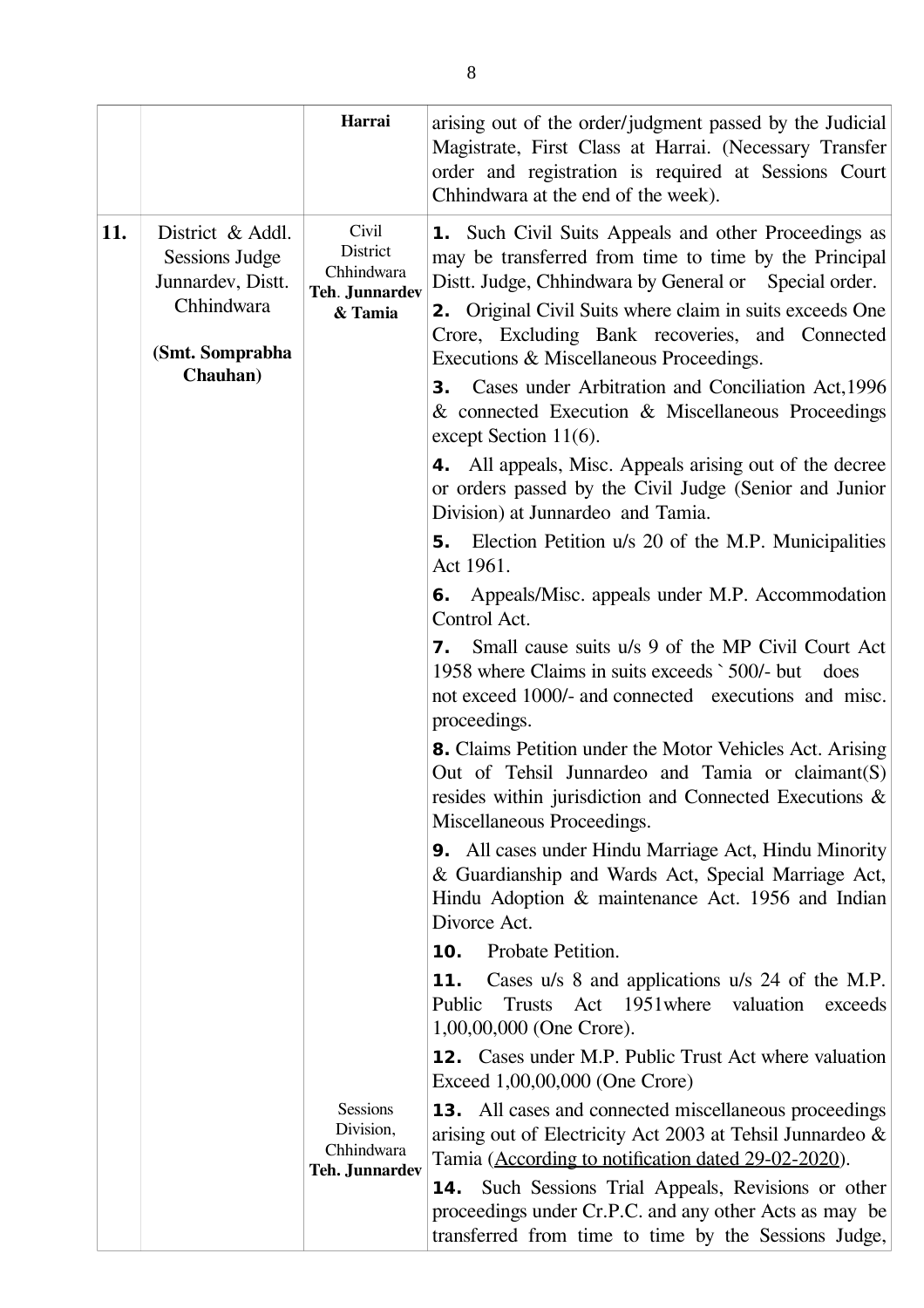| | | | |
|---|---|---|---|
| | | **Harrai** | arising out of the order/judgment passed by the Judicial Magistrate, First Class at Harrai. (Necessary Transfer order and registration is required at Sessions Court Chhindwara at the end of the week). |
| **11.** | District & Addl. Sessions Judge Junnardev, Distt. Chhindwara<br><br>**(Smt. Somprabha Chauhan)** | Civil District Chhindwara **Teh. Junnardev & Tamia** | **1.** Such Civil Suits Appeals and other Proceedings as may be transferred from time to time by the Principal Distt. Judge, Chhindwara by General or Special order.<br>**2.** Original Civil Suits where claim in suits exceeds One Crore, Excluding Bank recoveries, and Connected Executions & Miscellaneous Proceedings.<br>**3.** Cases under Arbitration and Conciliation Act,1996 & connected Execution & Miscellaneous Proceedings except Section 11(6).<br>**4.** All appeals, Misc. Appeals arising out of the decree or orders passed by the Civil Judge (Senior and Junior Division) at Junnardeo and Tamia.<br>**5.** Election Petition u/s 20 of the M.P. Municipalities Act 1961.<br>**6.** Appeals/Misc. appeals under M.P. Accommodation Control Act.<br>**7.** Small cause suits u/s 9 of the MP Civil Court Act 1958 where Claims in suits exceeds ` 500/- but does not exceed 1000/- and connected executions and misc. proceedings.<br>**8.** Claims Petition under the Motor Vehicles Act. Arising Out of Tehsil Junnardeo and Tamia or claimant(S) resides within jurisdiction and Connected Executions & Miscellaneous Proceedings.<br>**9.** All cases under Hindu Marriage Act, Hindu Minority & Guardianship and Wards Act, Special Marriage Act, Hindu Adoption & maintenance Act. 1956 and Indian Divorce Act.<br>**10.** Probate Petition.<br>**11.** Cases u/s 8 and applications u/s 24 of the M.P. Public Trusts Act 1951where valuation exceeds 1,00,00,000 (One Crore).<br>**12.** Cases under M.P. Public Trust Act where valuation Exceed 1,00,00,000 (One Crore)<br>**13.** All cases and connected miscellaneous proceedings arising out of Electricity Act 2003 at Tehsil Junnardeo & Tamia (According to notification dated 29-02-2020). |
| | | Sessions Division, Chhindwara **Teh. Junnardev** | **14.** Such Sessions Trial Appeals, Revisions or other proceedings under Cr.P.C. and any other Acts as may be transferred from time to time by the Sessions Judge, |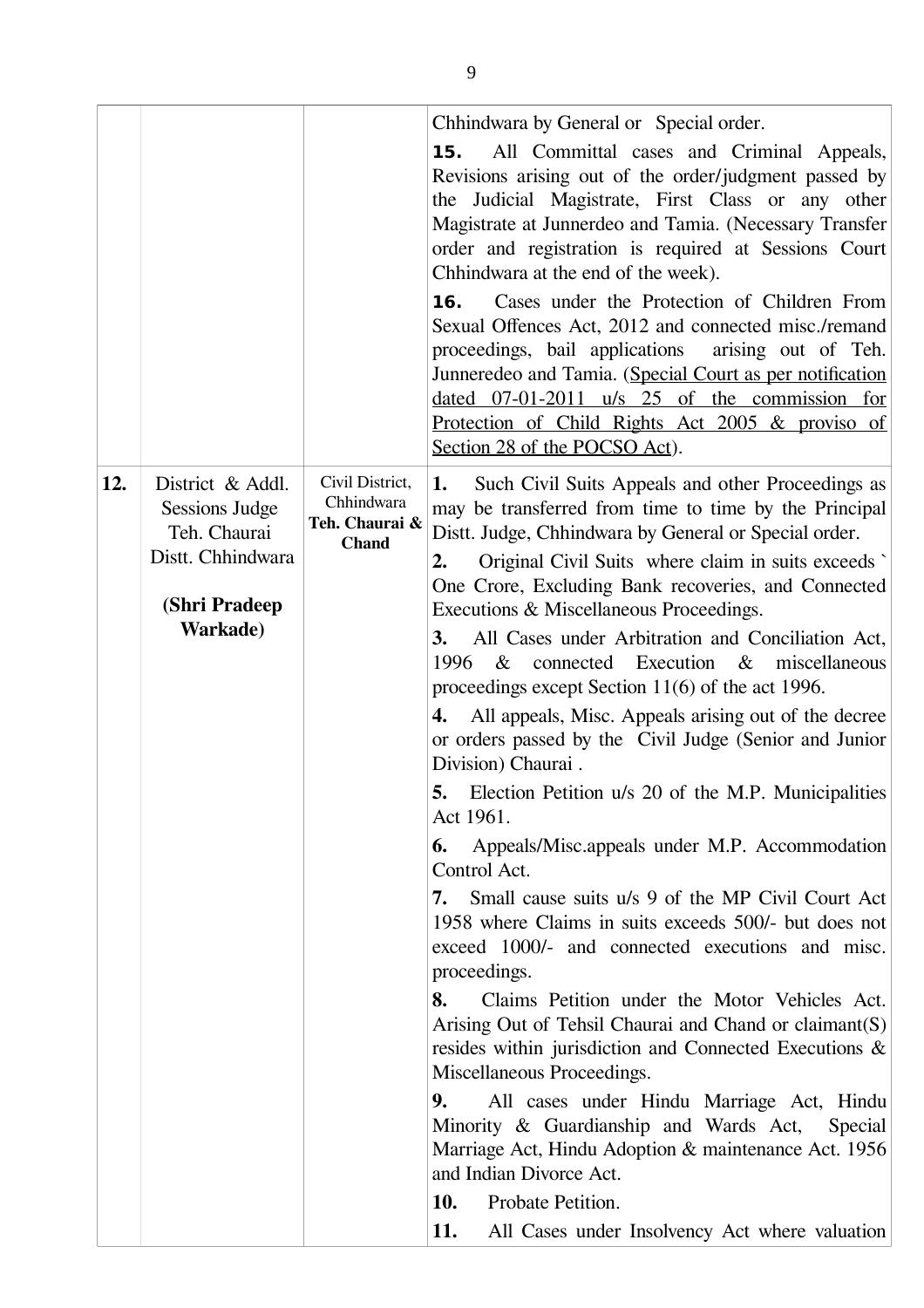| | | | |
|---|---|---|---|
| | | | Chhindwara by General or Special order.<br><br>**15.** All Committal cases and Criminal Appeals, Revisions arising out of the order/judgment passed by the Judicial Magistrate, First Class or any other Magistrate at Junnerdeo and Tamia. (Necessary Transfer order and registration is required at Sessions Court Chhindwara at the end of the week).<br><br>**16.** Cases under the Protection of Children From Sexual Offences Act, 2012 and connected misc./remand proceedings, bail applications arising out of Teh. Junneredeo and Tamia. (<u>Special Court as per notification dated 07-01-2011 u/s 25 of the commission for Protection of Child Rights Act 2005 & proviso of Section 28 of the POCSO Act</u>). |
| **12.** | District & Addl. Sessions Judge Teh. Chaurai Distt. Chhindwara<br><br>**(Shri Pradeep Warkade)** | Civil District, Chhindwara **Teh. Chaurai & Chand** | **1.** Such Civil Suits Appeals and other Proceedings as may be transferred from time to time by the Principal Distt. Judge, Chhindwara by General or Special order.<br><br>**2.** Original Civil Suits where claim in suits exceeds ` One Crore, Excluding Bank recoveries, and Connected Executions & Miscellaneous Proceedings.<br><br>**3.** All Cases under Arbitration and Conciliation Act, 1996 & connected Execution & miscellaneous proceedings except Section 11(6) of the act 1996.<br><br>**4.** All appeals, Misc. Appeals arising out of the decree or orders passed by the Civil Judge (Senior and Junior Division) Chaurai .<br><br>**5.** Election Petition u/s 20 of the M.P. Municipalities Act 1961.<br><br>**6.** Appeals/Misc.appeals under M.P. Accommodation Control Act.<br><br>**7.** Small cause suits u/s 9 of the MP Civil Court Act 1958 where Claims in suits exceeds 500/- but does not exceed 1000/- and connected executions and misc. proceedings.<br><br>**8.** Claims Petition under the Motor Vehicles Act. Arising Out of Tehsil Chaurai and Chand or claimant(S) resides within jurisdiction and Connected Executions & Miscellaneous Proceedings.<br><br>**9.** All cases under Hindu Marriage Act, Hindu Minority & Guardianship and Wards Act, Special Marriage Act, Hindu Adoption & maintenance Act. 1956 and Indian Divorce Act.<br><br>**10.** Probate Petition.<br><br>**11.** All Cases under Insolvency Act where valuation |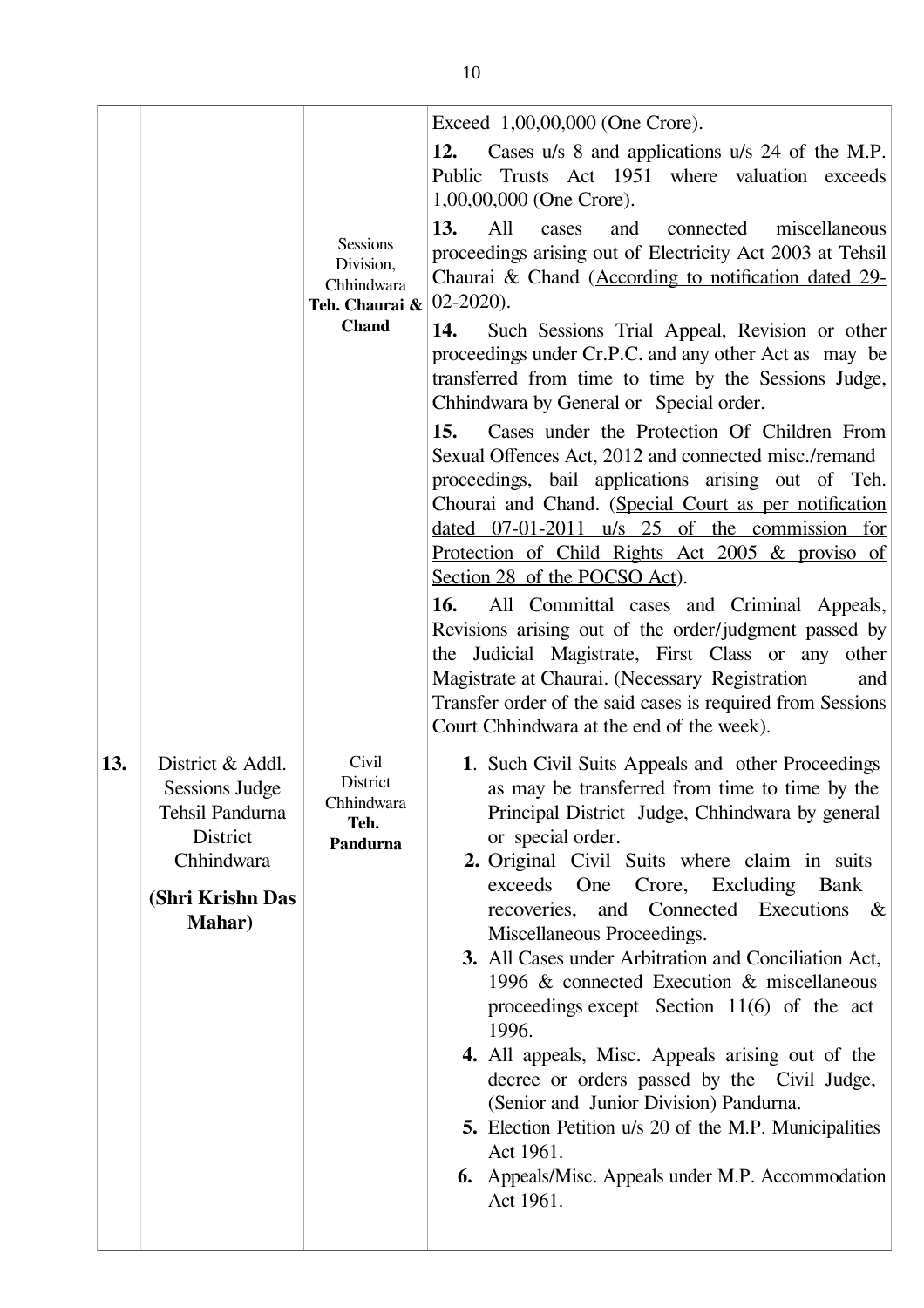| | | | |
|---|---|---|---|
| | | Sessions Division, Chhindwara **Teh. Chaurai & Chand** | Exceed 1,00,00,000 (One Crore).<br><br>**12.** Cases u/s 8 and applications u/s 24 of the M.P. Public Trusts Act 1951 where valuation exceeds 1,00,00,000 (One Crore).<br><br>**13.** All cases and connected miscellaneous proceedings arising out of Electricity Act 2003 at Tehsil Chaurai & Chand (According to notification dated 29-02-2020).<br><br>**14.** Such Sessions Trial Appeal, Revision or other proceedings under Cr.P.C. and any other Act as may be transferred from time to time by the Sessions Judge, Chhindwara by General or Special order.<br><br>**15.** Cases under the Protection Of Children From Sexual Offences Act, 2012 and connected misc./remand proceedings, bail applications arising out of Teh. Chourai and Chand. (Special Court as per notification dated 07-01-2011 u/s 25 of the commission for Protection of Child Rights Act 2005 & proviso of Section 28 of the POCSO Act).<br><br>**16.** All Committal cases and Criminal Appeals, Revisions arising out of the order/judgment passed by the Judicial Magistrate, First Class or any other Magistrate at Chaurai. (Necessary Registration and Transfer order of the said cases is required from Sessions Court Chhindwara at the end of the week). |
| **13.** | District & Addl. Sessions Judge Tehsil Pandurna District Chhindwara<br><br>**(Shri Krishn Das Mahar)** | Civil District Chhindwara **Teh. Pandurna** | **1**. Such Civil Suits Appeals and other Proceedings as may be transferred from time to time by the Principal District Judge, Chhindwara by general or special order.<br>**2.** Original Civil Suits where claim in suits exceeds One Crore, Excluding Bank recoveries, and Connected Executions & Miscellaneous Proceedings.<br>**3.** All Cases under Arbitration and Conciliation Act, 1996 & connected Execution & miscellaneous proceedings except Section 11(6) of the act 1996.<br>**4.** All appeals, Misc. Appeals arising out of the decree or orders passed by the Civil Judge, (Senior and Junior Division) Pandurna.<br>**5.** Election Petition u/s 20 of the M.P. Municipalities Act 1961.<br>**6.** Appeals/Misc. Appeals under M.P. Accommodation Act 1961. |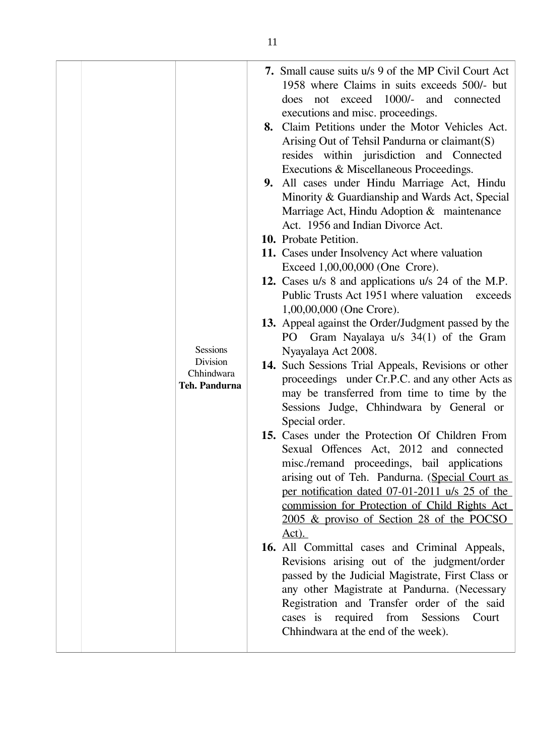| | | | |
|---|---|---|---|
| | | Sessions Division Chhindwara **Teh. Pandurna** | **7.** Small cause suits u/s 9 of the MP Civil Court Act 1958 where Claims in suits exceeds 500/- but does not exceed 1000/- and connected executions and misc. proceedings.<br>**8.** Claim Petitions under the Motor Vehicles Act. Arising Out of Tehsil Pandurna or claimant(S) resides within jurisdiction and Connected Executions & Miscellaneous Proceedings.<br>**9.** All cases under Hindu Marriage Act, Hindu Minority & Guardianship and Wards Act, Special Marriage Act, Hindu Adoption & maintenance Act. 1956 and Indian Divorce Act.<br>**10.** Probate Petition.<br>**11.** Cases under Insolvency Act where valuation Exceed 1,00,00,000 (One Crore).<br>**12.** Cases u/s 8 and applications u/s 24 of the M.P. Public Trusts Act 1951 where valuation exceeds 1,00,00,000 (One Crore).<br>**13.** Appeal against the Order/Judgment passed by the PO Gram Nayalaya u/s 34(1) of the Gram Nyayalaya Act 2008.<br>**14.** Such Sessions Trial Appeals, Revisions or other proceedings under Cr.P.C. and any other Acts as may be transferred from time to time by the Sessions Judge, Chhindwara by General or Special order.<br>**15.** Cases under the Protection Of Children From Sexual Offences Act, 2012 and connected misc./remand proceedings, bail applications arising out of Teh. Pandurna. (Special Court as per notification dated 07-01-2011 u/s 25 of the commission for Protection of Child Rights Act 2005 & proviso of Section 28 of the POCSO Act).<br>**16.** All Committal cases and Criminal Appeals, Revisions arising out of the judgment/order passed by the Judicial Magistrate, First Class or any other Magistrate at Pandurna. (Necessary Registration and Transfer order of the said cases is required from Sessions Court Chhindwara at the end of the week). |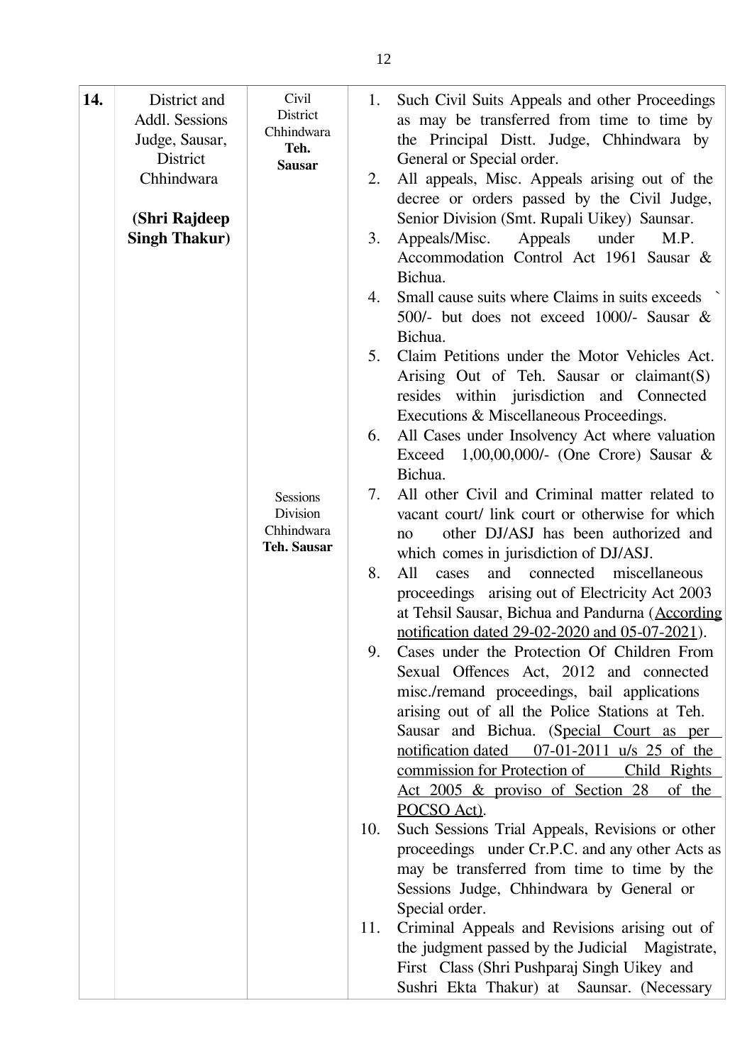| | | | |
|---|---|---|---|
| **14.** | District and Addl. Sessions Judge, Sausar, District Chhindwara<br><br>**(Shri Rajdeep Singh Thakur)** | Civil District Chhindwara **Teh. Sausar**<br><br>Sessions Division Chhindwara **Teh. Sausar** | 1. Such Civil Suits Appeals and other Proceedings as may be transferred from time to time by the Principal Distt. Judge, Chhindwara by General or Special order.<br>2. All appeals, Misc. Appeals arising out of the decree or orders passed by the Civil Judge, Senior Division (Smt. Rupali Uikey) Saunsar.<br>3. Appeals/Misc. Appeals under M.P. Accommodation Control Act 1961 Sausar & Bichua.<br>4. Small cause suits where Claims in suits exceeds ` 500/- but does not exceed 1000/- Sausar & Bichua.<br>5. Claim Petitions under the Motor Vehicles Act. Arising Out of Teh. Sausar or claimant(S) resides within jurisdiction and Connected Executions & Miscellaneous Proceedings.<br>6. All Cases under Insolvency Act where valuation Exceed 1,00,00,000/- (One Crore) Sausar & Bichua.<br>7. All other Civil and Criminal matter related to vacant court/ link court or otherwise for which no other DJ/ASJ has been authorized and which comes in jurisdiction of DJ/ASJ.<br>8. All cases and connected miscellaneous proceedings arising out of Electricity Act 2003 at Tehsil Sausar, Bichua and Pandurna (According notification dated 29-02-2020 and 05-07-2021).<br>9. Cases under the Protection Of Children From Sexual Offences Act, 2012 and connected misc./remand proceedings, bail applications arising out of all the Police Stations at Teh. Sausar and Bichua. (Special Court as per notification dated 07-01-2011 u/s 25 of the commission for Protection of Child Rights Act 2005 & proviso of Section 28 of the POCSO Act).<br>10. Such Sessions Trial Appeals, Revisions or other proceedings under Cr.P.C. and any other Acts as may be transferred from time to time by the Sessions Judge, Chhindwara by General or Special order.<br>11. Criminal Appeals and Revisions arising out of the judgment passed by the Judicial Magistrate, First Class (Shri Pushparaj Singh Uikey and Sushri Ekta Thakur) at Saunsar. (Necessary |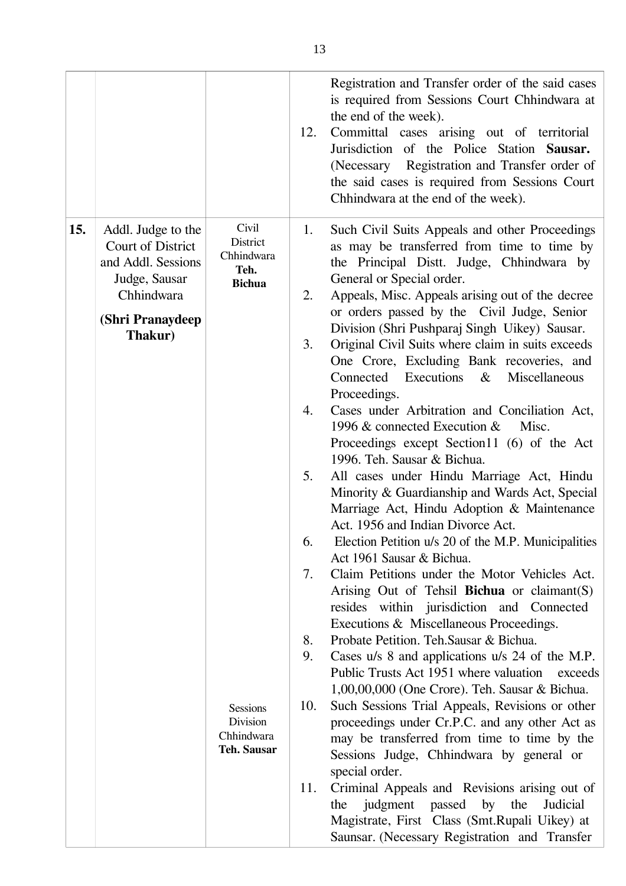| | | | |
|---|---|---|---|
| | | | Registration and Transfer order of the said cases is required from Sessions Court Chhindwara at the end of the week).<br>12. Committal cases arising out of territorial Jurisdiction of the Police Station **Sausar.** (Necessary Registration and Transfer order of the said cases is required from Sessions Court Chhindwara at the end of the week). |
| **15.** | Addl. Judge to the Court of District and Addl. Sessions Judge, Sausar Chhindwara<br><br>**(Shri Pranaydeep Thakur)** | Civil District Chhindwara **Teh. Bichua**<br><br><br><br><br><br><br><br><br><br><br><br><br><br><br><br><br><br><br><br><br><br><br><br><br><br><br><br><br><br>Sessions Division Chhindwara **Teh. Sausar** | 1. Such Civil Suits Appeals and other Proceedings as may be transferred from time to time by the Principal Distt. Judge, Chhindwara by General or Special order.<br>2. Appeals, Misc. Appeals arising out of the decree or orders passed by the Civil Judge, Senior Division (Shri Pushparaj Singh Uikey) Sausar.<br>3. Original Civil Suits where claim in suits exceeds One Crore, Excluding Bank recoveries, and Connected Executions & Miscellaneous Proceedings.<br>4. Cases under Arbitration and Conciliation Act, 1996 & connected Execution & Misc. Proceedings except Section11 (6) of the Act 1996. Teh. Sausar & Bichua.<br>5. All cases under Hindu Marriage Act, Hindu Minority & Guardianship and Wards Act, Special Marriage Act, Hindu Adoption & Maintenance Act. 1956 and Indian Divorce Act.<br>6. Election Petition u/s 20 of the M.P. Municipalities Act 1961 Sausar & Bichua.<br>7. Claim Petitions under the Motor Vehicles Act. Arising Out of Tehsil **Bichua** or claimant(S) resides within jurisdiction and Connected Executions & Miscellaneous Proceedings.<br>8. Probate Petition. Teh.Sausar & Bichua.<br>9. Cases u/s 8 and applications u/s 24 of the M.P. Public Trusts Act 1951 where valuation exceeds 1,00,00,000 (One Crore). Teh. Sausar & Bichua.<br>10. Such Sessions Trial Appeals, Revisions or other proceedings under Cr.P.C. and any other Act as may be transferred from time to time by the Sessions Judge, Chhindwara by general or special order.<br>11. Criminal Appeals and Revisions arising out of the judgment passed by the Judicial Magistrate, First Class (Smt.Rupali Uikey) at Saunsar. (Necessary Registration and Transfer |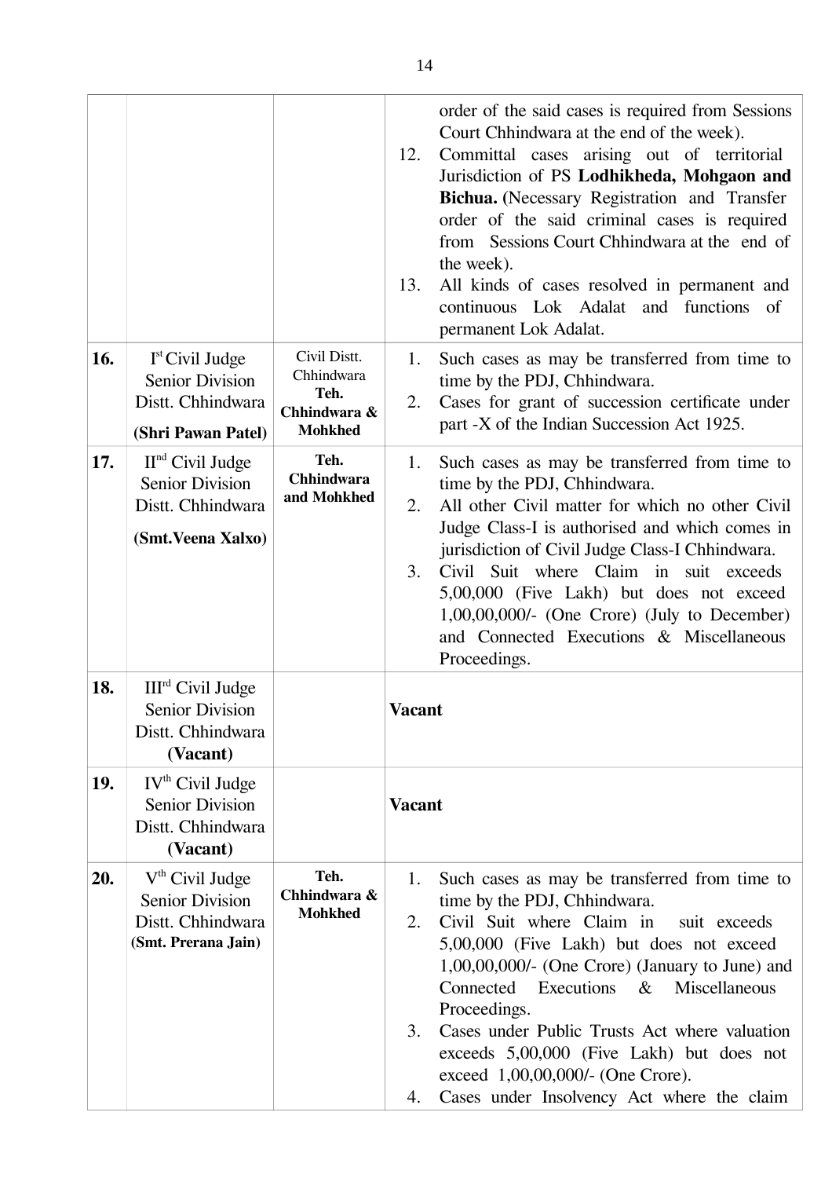| | | | |
|---|---|---|---|
| | | | order of the said cases is required from Sessions Court Chhindwara at the end of the week).<br>12. Committal cases arising out of territorial Jurisdiction of PS **Lodhikheda, Mohgaon and Bichua.** (Necessary Registration and Transfer order of the said criminal cases is required from Sessions Court Chhindwara at the end of the week).<br>13. All kinds of cases resolved in permanent and continuous Lok Adalat and functions of permanent Lok Adalat. |
| **16.** | Ist Civil Judge Senior Division Distt. Chhindwara **(Shri Pawan Patel)** | Civil Distt. Chhindwara **Teh. Chhindwara & Mohkhed** | 1. Such cases as may be transferred from time to time by the PDJ, Chhindwara.<br>2. Cases for grant of succession certificate under part -X of the Indian Succession Act 1925. |
| **17.** | IInd Civil Judge Senior Division Distt. Chhindwara **(Smt.Veena Xalxo)** | **Teh. Chhindwara and Mohkhed** | 1. Such cases as may be transferred from time to time by the PDJ, Chhindwara.<br>2. All other Civil matter for which no other Civil Judge Class-I is authorised and which comes in jurisdiction of Civil Judge Class-I Chhindwara.<br>3. Civil Suit where Claim in suit exceeds 5,00,000 (Five Lakh) but does not exceed 1,00,00,000/- (One Crore) (July to December) and Connected Executions & Miscellaneous Proceedings. |
| **18.** | IIIrd Civil Judge Senior Division Distt. Chhindwara **(Vacant)** | | **Vacant** |
| **19.** | IVth Civil Judge Senior Division Distt. Chhindwara **(Vacant)** | | **Vacant** |
| **20.** | Vth Civil Judge Senior Division Distt. Chhindwara **(Smt. Prerana Jain)** | **Teh. Chhindwara & Mohkhed** | 1. Such cases as may be transferred from time to time by the PDJ, Chhindwara.<br>2. Civil Suit where Claim in suit exceeds 5,00,000 (Five Lakh) but does not exceed 1,00,00,000/- (One Crore) (January to June) and Connected Executions & Miscellaneous Proceedings.<br>3. Cases under Public Trusts Act where valuation exceeds 5,00,000 (Five Lakh) but does not exceed 1,00,00,000/- (One Crore).<br>4. Cases under Insolvency Act where the claim |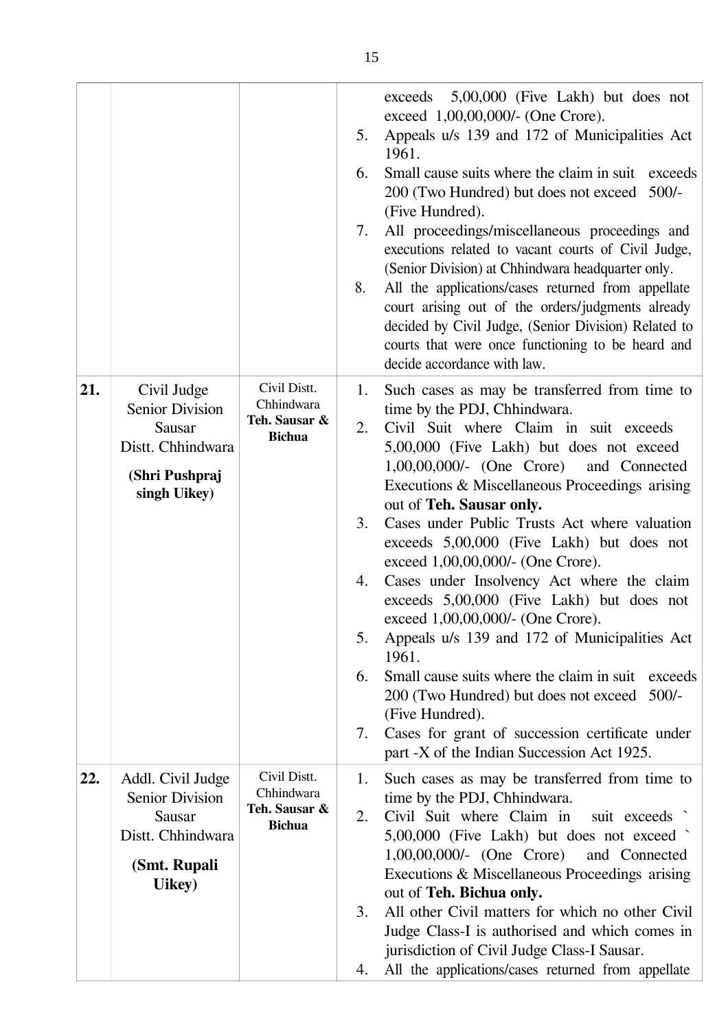| | | | |
|---|---|---|---|
| | | | exceeds 5,00,000 (Five Lakh) but does not exceed 1,00,00,000/- (One Crore).<br>5. Appeals u/s 139 and 172 of Municipalities Act 1961.<br>6. Small cause suits where the claim in suit exceeds 200 (Two Hundred) but does not exceed 500/- (Five Hundred).<br>7. All proceedings/miscellaneous proceedings and executions related to vacant courts of Civil Judge, (Senior Division) at Chhindwara headquarter only.<br>8. All the applications/cases returned from appellate court arising out of the orders/judgments already decided by Civil Judge, (Senior Division) Related to courts that were once functioning to be heard and decide accordance with law. |
| **21.** | Civil Judge Senior Division Sausar Distt. Chhindwara<br>**(Shri Pushpraj singh Uikey)** | Civil Distt. Chhindwara<br>**Teh. Sausar & Bichua** | 1. Such cases as may be transferred from time to time by the PDJ, Chhindwara.<br>2. Civil Suit where Claim in suit exceeds 5,00,000 (Five Lakh) but does not exceed 1,00,00,000/- (One Crore) and Connected Executions & Miscellaneous Proceedings arising out of **Teh. Sausar only.**<br>3. Cases under Public Trusts Act where valuation exceeds 5,00,000 (Five Lakh) but does not exceed 1,00,00,000/- (One Crore).<br>4. Cases under Insolvency Act where the claim exceeds 5,00,000 (Five Lakh) but does not exceed 1,00,00,000/- (One Crore).<br>5. Appeals u/s 139 and 172 of Municipalities Act 1961.<br>6. Small cause suits where the claim in suit exceeds 200 (Two Hundred) but does not exceed 500/- (Five Hundred).<br>7. Cases for grant of succession certificate under part -X of the Indian Succession Act 1925. |
| **22.** | Addl. Civil Judge Senior Division Sausar Distt. Chhindwara<br>**(Smt. Rupali Uikey)** | Civil Distt. Chhindwara<br>**Teh. Sausar & Bichua** | 1. Such cases as may be transferred from time to time by the PDJ, Chhindwara.<br>2. Civil Suit where Claim in suit exceeds ` 5,00,000 (Five Lakh) but does not exceed ` 1,00,00,000/- (One Crore) and Connected Executions & Miscellaneous Proceedings arising out of **Teh. Bichua only.**<br>3. All other Civil matters for which no other Civil Judge Class-I is authorised and which comes in jurisdiction of Civil Judge Class-I Sausar.<br>4. All the applications/cases returned from appellate |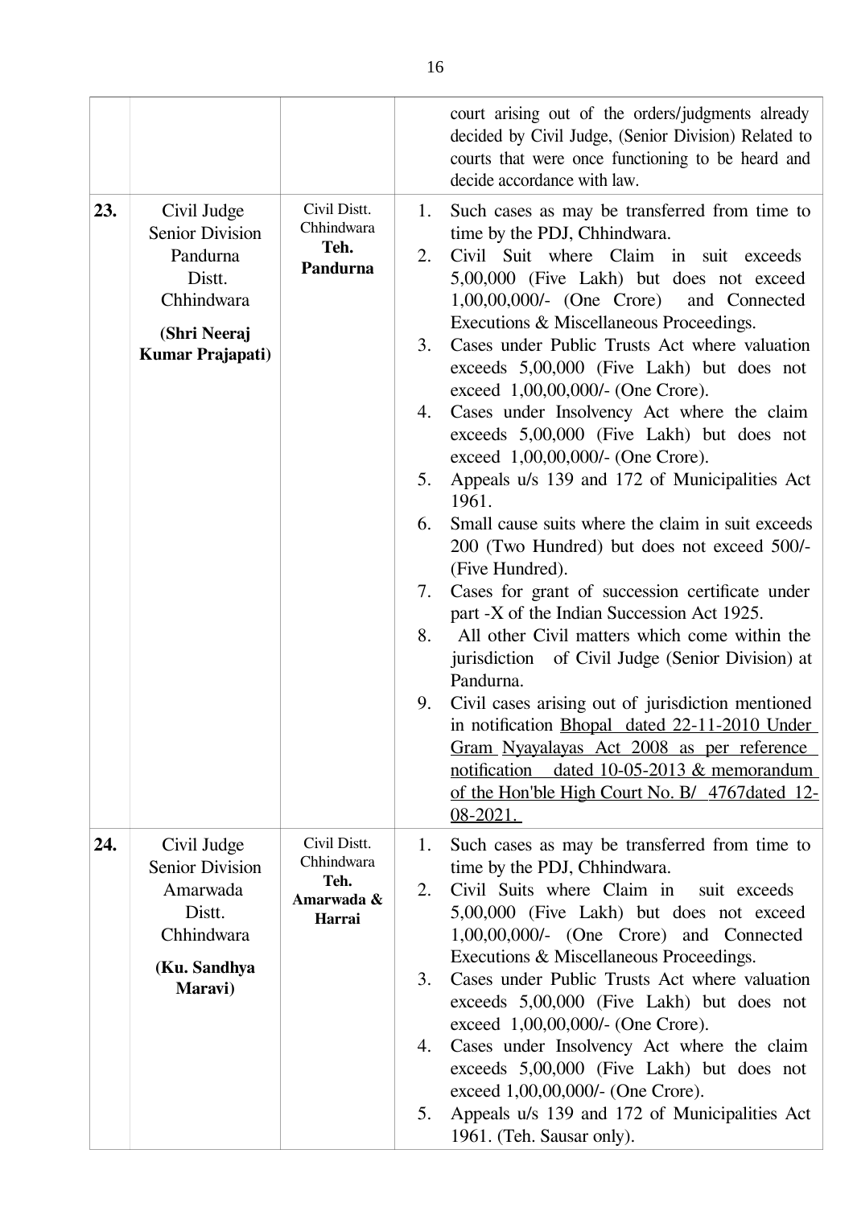| | | | |
|---|---|---|---|
| | | | court arising out of the orders/judgments already decided by Civil Judge, (Senior Division) Related to courts that were once functioning to be heard and decide accordance with law. |
| **23.** | Civil Judge Senior Division Pandurna Distt. Chhindwara<br>**(Shri Neeraj Kumar Prajapati)** | Civil Distt. Chhindwara **Teh. Pandurna** | 1. Such cases as may be transferred from time to time by the PDJ, Chhindwara.<br>2. Civil Suit where Claim in suit exceeds 5,00,000 (Five Lakh) but does not exceed 1,00,00,000/- (One Crore) and Connected Executions & Miscellaneous Proceedings.<br>3. Cases under Public Trusts Act where valuation exceeds 5,00,000 (Five Lakh) but does not exceed 1,00,00,000/- (One Crore).<br>4. Cases under Insolvency Act where the claim exceeds 5,00,000 (Five Lakh) but does not exceed 1,00,00,000/- (One Crore).<br>5. Appeals u/s 139 and 172 of Municipalities Act 1961.<br>6. Small cause suits where the claim in suit exceeds 200 (Two Hundred) but does not exceed 500/- (Five Hundred).<br>7. Cases for grant of succession certificate under part -X of the Indian Succession Act 1925.<br>8. All other Civil matters which come within the jurisdiction of Civil Judge (Senior Division) at Pandurna.<br>9. Civil cases arising out of jurisdiction mentioned in notification Bhopal dated 22-11-2010 Under Gram Nyayalayas Act 2008 as per reference notification dated 10-05-2013 & memorandum of the Hon'ble High Court No. B/ 4767dated 12-08-2021. |
| **24.** | Civil Judge Senior Division Amarwada Distt. Chhindwara<br>**(Ku. Sandhya Maravi)** | Civil Distt. Chhindwara **Teh. Amarwada & Harrai** | 1. Such cases as may be transferred from time to time by the PDJ, Chhindwara.<br>2. Civil Suits where Claim in suit exceeds 5,00,000 (Five Lakh) but does not exceed 1,00,00,000/- (One Crore) and Connected Executions & Miscellaneous Proceedings.<br>3. Cases under Public Trusts Act where valuation exceeds 5,00,000 (Five Lakh) but does not exceed 1,00,00,000/- (One Crore).<br>4. Cases under Insolvency Act where the claim exceeds 5,00,000 (Five Lakh) but does not exceed 1,00,00,000/- (One Crore).<br>5. Appeals u/s 139 and 172 of Municipalities Act 1961. (Teh. Sausar only). |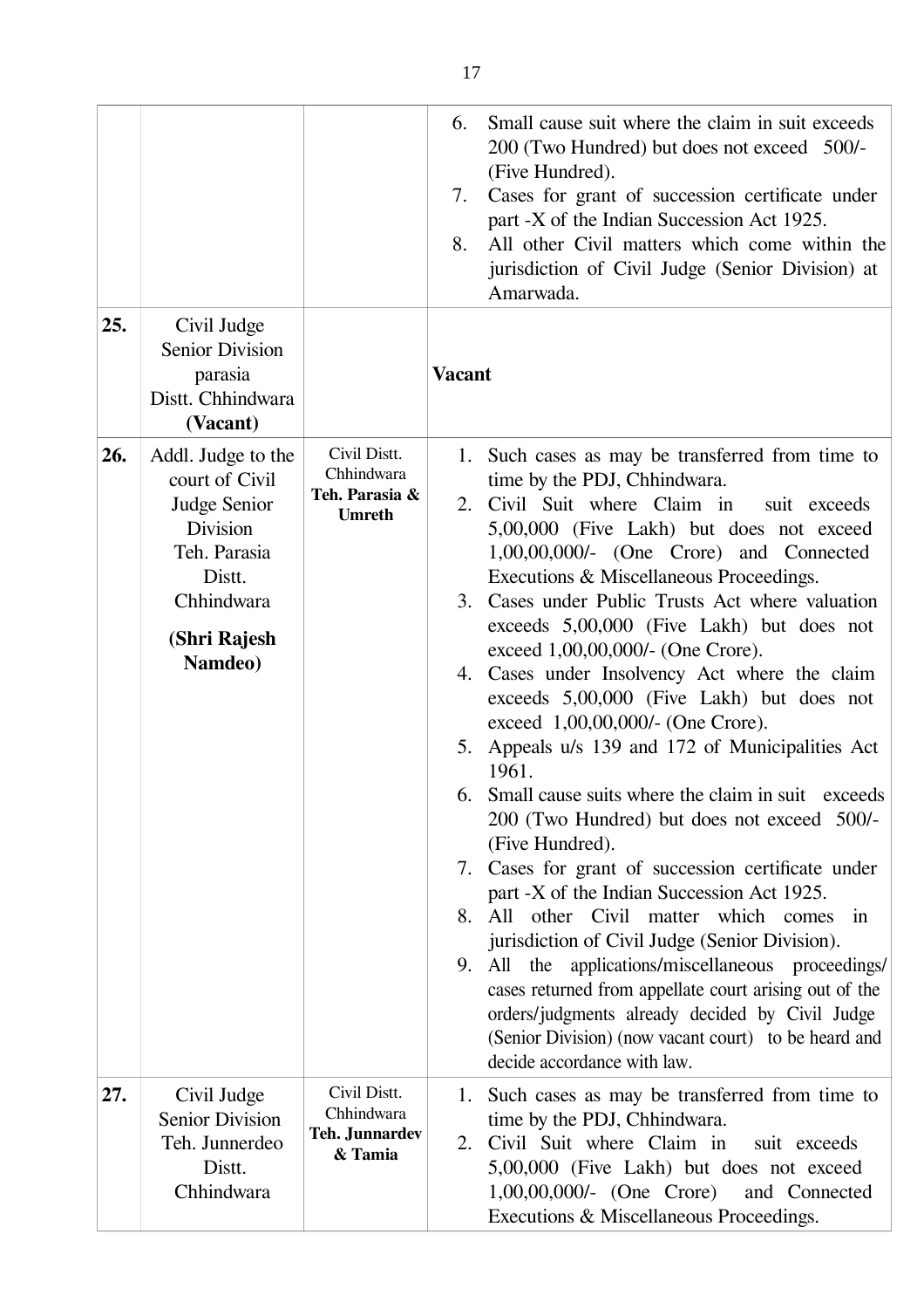| | | | |
|---|---|---|---|
| | | | 6. Small cause suit where the claim in suit exceeds 200 (Two Hundred) but does not exceed 500/- (Five Hundred).<br>7. Cases for grant of succession certificate under part -X of the Indian Succession Act 1925.<br>8. All other Civil matters which come within the jurisdiction of Civil Judge (Senior Division) at Amarwada. |
| **25.** | Civil Judge Senior Division parasia Distt. Chhindwara **(Vacant)** | | **Vacant** |
| **26.** | Addl. Judge to the court of Civil Judge Senior Division Teh. Parasia Distt. Chhindwara **(Shri Rajesh Namdeo)** | Civil Distt. Chhindwara **Teh. Parasia & Umreth** | 1. Such cases as may be transferred from time to time by the PDJ, Chhindwara.<br>2. Civil Suit where Claim in suit exceeds 5,00,000 (Five Lakh) but does not exceed 1,00,00,000/- (One Crore) and Connected Executions & Miscellaneous Proceedings.<br>3. Cases under Public Trusts Act where valuation exceeds 5,00,000 (Five Lakh) but does not exceed 1,00,00,000/- (One Crore).<br>4. Cases under Insolvency Act where the claim exceeds 5,00,000 (Five Lakh) but does not exceed 1,00,00,000/- (One Crore).<br>5. Appeals u/s 139 and 172 of Municipalities Act 1961.<br>6. Small cause suits where the claim in suit exceeds 200 (Two Hundred) but does not exceed 500/- (Five Hundred).<br>7. Cases for grant of succession certificate under part -X of the Indian Succession Act 1925.<br>8. All other Civil matter which comes in jurisdiction of Civil Judge (Senior Division).<br>9. All the applications/miscellaneous proceedings/ cases returned from appellate court arising out of the orders/judgments already decided by Civil Judge (Senior Division) (now vacant court) to be heard and decide accordance with law. |
| **27.** | Civil Judge Senior Division Teh. Junnerdeo Distt. Chhindwara | Civil Distt. Chhindwara **Teh. Junnardev & Tamia** | 1. Such cases as may be transferred from time to time by the PDJ, Chhindwara.<br>2. Civil Suit where Claim in suit exceeds 5,00,000 (Five Lakh) but does not exceed 1,00,00,000/- (One Crore) and Connected Executions & Miscellaneous Proceedings. |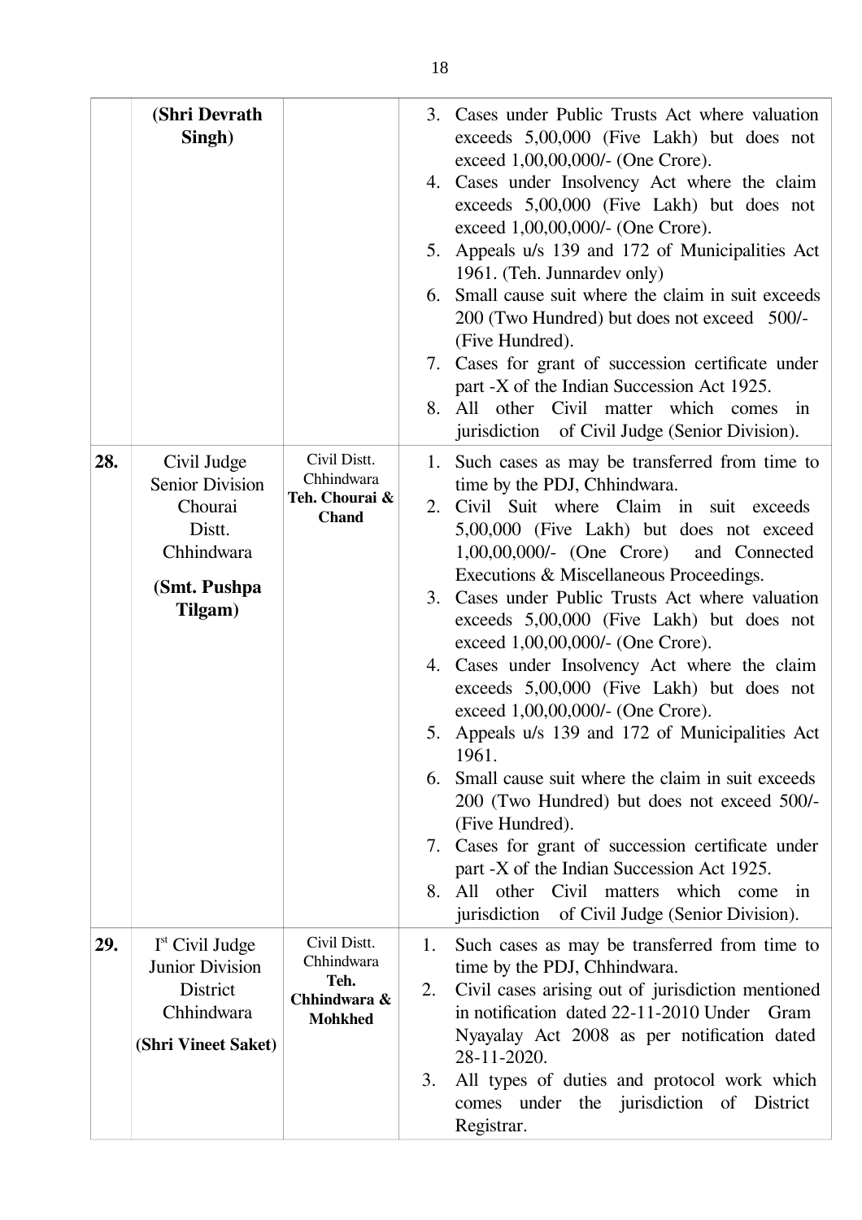| | | | |
|---|---|---|---|
| | **(Shri Devrath Singh)** | | 3. Cases under Public Trusts Act where valuation exceeds 5,00,000 (Five Lakh) but does not exceed 1,00,00,000/- (One Crore).<br>4. Cases under Insolvency Act where the claim exceeds 5,00,000 (Five Lakh) but does not exceed 1,00,00,000/- (One Crore).<br>5. Appeals u/s 139 and 172 of Municipalities Act 1961. (Teh. Junnardev only)<br>6. Small cause suit where the claim in suit exceeds 200 (Two Hundred) but does not exceed 500/- (Five Hundred).<br>7. Cases for grant of succession certificate under part -X of the Indian Succession Act 1925.<br>8. All other Civil matter which comes in jurisdiction of Civil Judge (Senior Division). |
| **28.** | Civil Judge Senior Division Chourai Distt. Chhindwara<br>**(Smt. Pushpa Tilgam)** | Civil Distt. Chhindwara **Teh. Chourai & Chand** | 1. Such cases as may be transferred from time to time by the PDJ, Chhindwara.<br>2. Civil Suit where Claim in suit exceeds 5,00,000 (Five Lakh) but does not exceed 1,00,00,000/- (One Crore) and Connected Executions & Miscellaneous Proceedings.<br>3. Cases under Public Trusts Act where valuation exceeds 5,00,000 (Five Lakh) but does not exceed 1,00,00,000/- (One Crore).<br>4. Cases under Insolvency Act where the claim exceeds 5,00,000 (Five Lakh) but does not exceed 1,00,00,000/- (One Crore).<br>5. Appeals u/s 139 and 172 of Municipalities Act 1961.<br>6. Small cause suit where the claim in suit exceeds 200 (Two Hundred) but does not exceed 500/- (Five Hundred).<br>7. Cases for grant of succession certificate under part -X of the Indian Succession Act 1925.<br>8. All other Civil matters which come in jurisdiction of Civil Judge (Senior Division). |
| **29.** | I[st] Civil Judge Junior Division District Chhindwara<br>**(Shri Vineet Saket)** | Civil Distt. Chhindwara **Teh. Chhindwara & Mohkhed** | 1. Such cases as may be transferred from time to time by the PDJ, Chhindwara.<br>2. Civil cases arising out of jurisdiction mentioned in notification dated 22-11-2010 Under Gram Nyayalay Act 2008 as per notification dated 28-11-2020.<br>3. All types of duties and protocol work which comes under the jurisdiction of District Registrar. |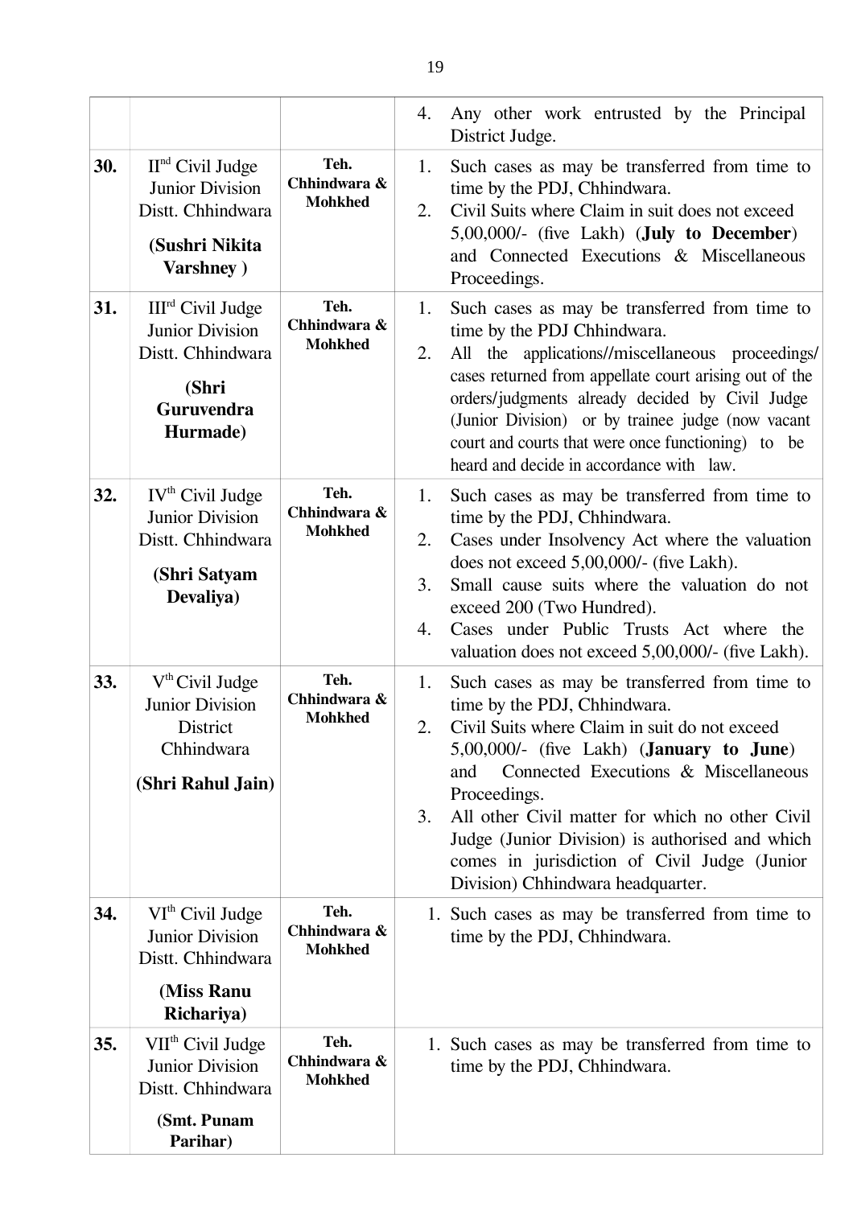|  |  |  |  |
|---|---|---|---|
|  |  |  | 4. Any other work entrusted by the Principal District Judge. |
| **30.** | II[nd] Civil Judge Junior Division Distt. Chhindwara<br>**(Sushri Nikita Varshney )** | **Teh. Chhindwara & Mohkhed** | 1. Such cases as may be transferred from time to time by the PDJ, Chhindwara.<br>2. Civil Suits where Claim in suit does not exceed 5,00,000/- (five Lakh) (**July to December**) and Connected Executions & Miscellaneous Proceedings. |
| **31.** | III[rd] Civil Judge Junior Division Distt. Chhindwara<br>**(Shri Guruvendra Hurmade)** | **Teh. Chhindwara & Mohkhed** | 1. Such cases as may be transferred from time to time by the PDJ Chhindwara.<br>2. All the applications//miscellaneous proceedings/ cases returned from appellate court arising out of the orders/judgments already decided by Civil Judge (Junior Division) or by trainee judge (now vacant court and courts that were once functioning) to be heard and decide in accordance with law. |
| **32.** | IV[th] Civil Judge Junior Division Distt. Chhindwara<br>**(Shri Satyam Devaliya)** | **Teh. Chhindwara & Mohkhed** | 1. Such cases as may be transferred from time to time by the PDJ, Chhindwara.<br>2. Cases under Insolvency Act where the valuation does not exceed 5,00,000/- (five Lakh).<br>3. Small cause suits where the valuation do not exceed 200 (Two Hundred).<br>4. Cases under Public Trusts Act where the valuation does not exceed 5,00,000/- (five Lakh). |
| **33.** | V[th] Civil Judge Junior Division District Chhindwara<br>**(Shri Rahul Jain)** | **Teh. Chhindwara & Mohkhed** | 1. Such cases as may be transferred from time to time by the PDJ, Chhindwara.<br>2. Civil Suits where Claim in suit do not exceed 5,00,000/- (five Lakh) (**January to June**) and Connected Executions & Miscellaneous Proceedings.<br>3. All other Civil matter for which no other Civil Judge (Junior Division) is authorised and which comes in jurisdiction of Civil Judge (Junior Division) Chhindwara headquarter. |
| **34.** | VI[th] Civil Judge Junior Division Distt. Chhindwara<br>**(Miss Ranu Richariya)** | **Teh. Chhindwara & Mohkhed** | 1. Such cases as may be transferred from time to time by the PDJ, Chhindwara. |
| **35.** | VII[th] Civil Judge Junior Division Distt. Chhindwara<br>**(Smt. Punam Parihar)** | **Teh. Chhindwara & Mohkhed** | 1. Such cases as may be transferred from time to time by the PDJ, Chhindwara. |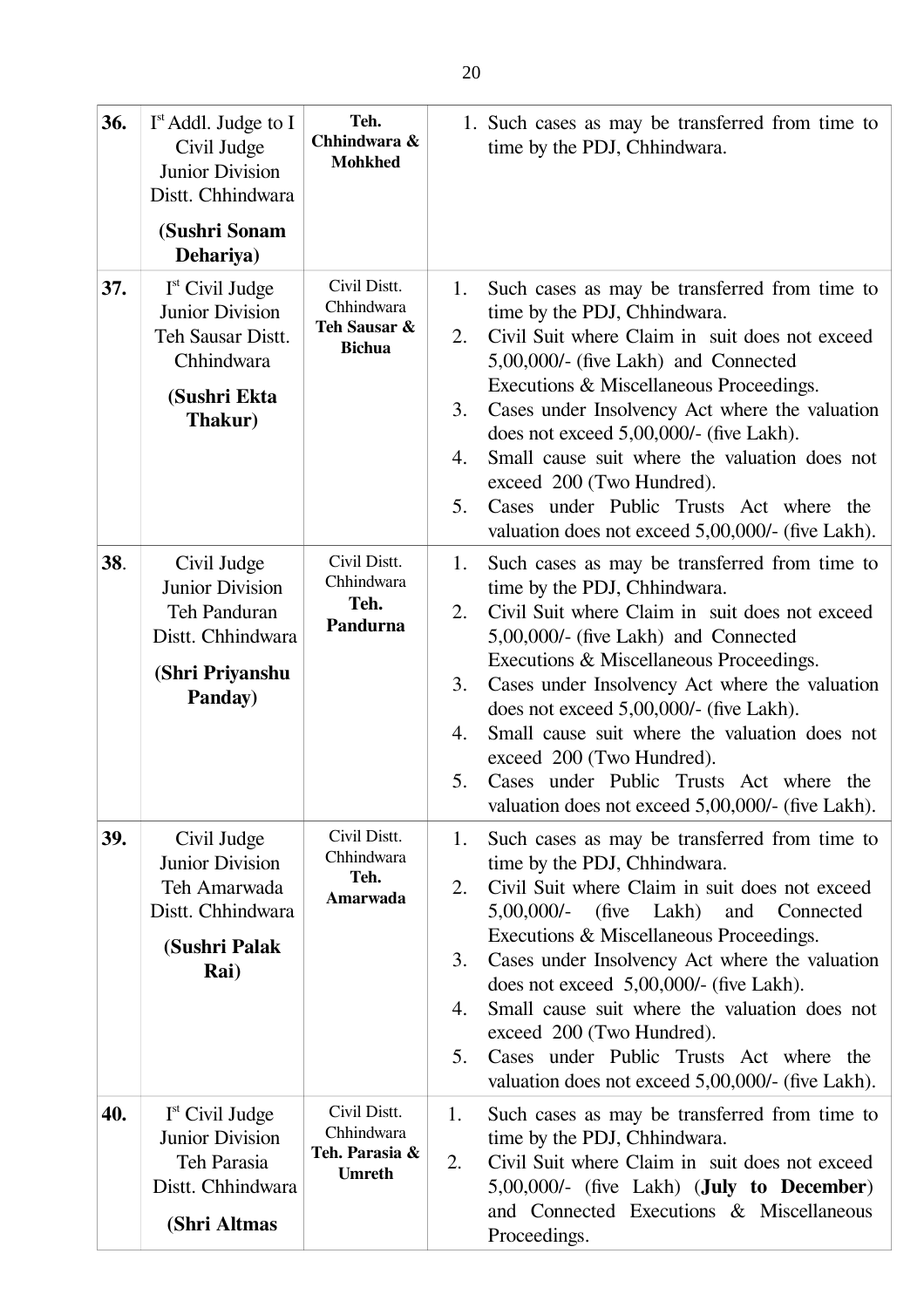| | | | |
|---|---|---|---|
| **36.** | Ist Addl. Judge to I Civil Judge Junior Division Distt. Chhindwara **(Sushri Sonam Dehariya)** | **Teh. Chhindwara & Mohkhed** | 1. Such cases as may be transferred from time to time by the PDJ, Chhindwara. |
| **37.** | Ist Civil Judge Junior Division Teh Sausar Distt. Chhindwara **(Sushri Ekta Thakur)** | Civil Distt. Chhindwara **Teh Sausar & Bichua** | 1. Such cases as may be transferred from time to time by the PDJ, Chhindwara.<br>2. Civil Suit where Claim in suit does not exceed 5,00,000/- (five Lakh) and Connected Executions & Miscellaneous Proceedings.<br>3. Cases under Insolvency Act where the valuation does not exceed 5,00,000/- (five Lakh).<br>4. Small cause suit where the valuation does not exceed 200 (Two Hundred).<br>5. Cases under Public Trusts Act where the valuation does not exceed 5,00,000/- (five Lakh). |
| **38**. | Civil Judge Junior Division Teh Panduran Distt. Chhindwara **(Shri Priyanshu Panday)** | Civil Distt. Chhindwara **Teh. Pandurna** | 1. Such cases as may be transferred from time to time by the PDJ, Chhindwara.<br>2. Civil Suit where Claim in suit does not exceed 5,00,000/- (five Lakh) and Connected Executions & Miscellaneous Proceedings.<br>3. Cases under Insolvency Act where the valuation does not exceed 5,00,000/- (five Lakh).<br>4. Small cause suit where the valuation does not exceed 200 (Two Hundred).<br>5. Cases under Public Trusts Act where the valuation does not exceed 5,00,000/- (five Lakh). |
| **39.** | Civil Judge Junior Division Teh Amarwada Distt. Chhindwara **(Sushri Palak Rai)** | Civil Distt. Chhindwara **Teh. Amarwada** | 1. Such cases as may be transferred from time to time by the PDJ, Chhindwara.<br>2. Civil Suit where Claim in suit does not exceed 5,00,000/- (five Lakh) and Connected Executions & Miscellaneous Proceedings.<br>3. Cases under Insolvency Act where the valuation does not exceed 5,00,000/- (five Lakh).<br>4. Small cause suit where the valuation does not exceed 200 (Two Hundred).<br>5. Cases under Public Trusts Act where the valuation does not exceed 5,00,000/- (five Lakh). |
| **40.** | Ist Civil Judge Junior Division Teh Parasia Distt. Chhindwara **(Shri Altmas** | Civil Distt. Chhindwara **Teh. Parasia & Umreth** | 1. Such cases as may be transferred from time to time by the PDJ, Chhindwara.<br>2. Civil Suit where Claim in suit does not exceed 5,00,000/- (five Lakh) (**July to December**) and Connected Executions & Miscellaneous Proceedings. |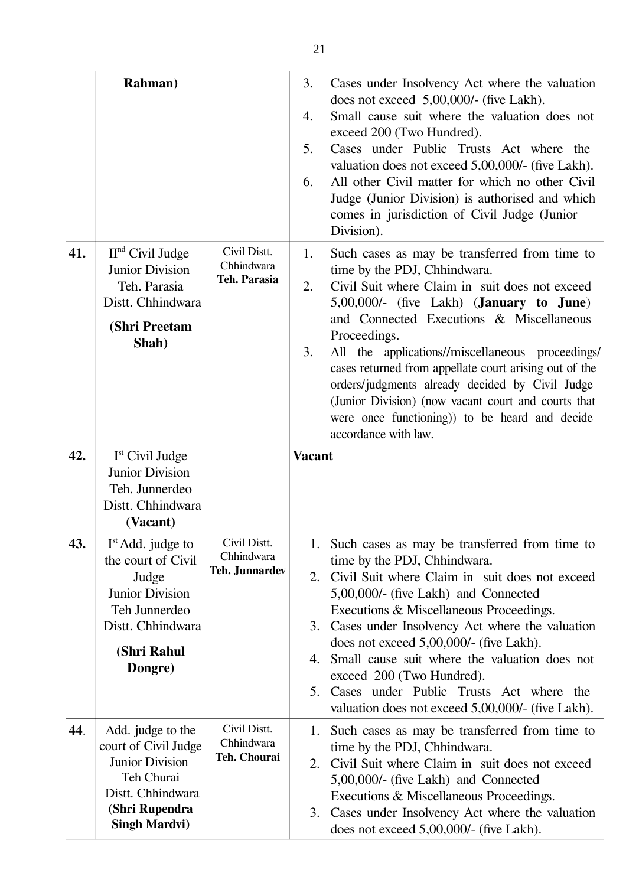| | | | |
|---|---|---|---|
| | **Rahman)** | | 3. Cases under Insolvency Act where the valuation does not exceed 5,00,000/- (five Lakh).<br>4. Small cause suit where the valuation does not exceed 200 (Two Hundred).<br>5. Cases under Public Trusts Act where the valuation does not exceed 5,00,000/- (five Lakh).<br>6. All other Civil matter for which no other Civil Judge (Junior Division) is authorised and which comes in jurisdiction of Civil Judge (Junior Division). |
| **41.** | II[nd] Civil Judge Junior Division Teh. Parasia Distt. Chhindwara<br>**(Shri Preetam Shah)** | Civil Distt. Chhindwara **Teh. Parasia** | 1. Such cases as may be transferred from time to time by the PDJ, Chhindwara.<br>2. Civil Suit where Claim in suit does not exceed 5,00,000/- (five Lakh) (**January to June**) and Connected Executions & Miscellaneous Proceedings.<br>3. All the applications//miscellaneous proceedings/ cases returned from appellate court arising out of the orders/judgments already decided by Civil Judge (Junior Division) (now vacant court and courts that were once functioning)) to be heard and decide accordance with law. |
| **42.** | I[st] Civil Judge Junior Division Teh. Junnerdeo Distt. Chhindwara **(Vacant)** | | **Vacant** |
| **43.** | I[st] Add. judge to the court of Civil Judge Junior Division Teh Junnerdeo Distt. Chhindwara<br>**(Shri Rahul Dongre)** | Civil Distt. Chhindwara **Teh. Junnardev** | 1. Such cases as may be transferred from time to time by the PDJ, Chhindwara.<br>2. Civil Suit where Claim in suit does not exceed 5,00,000/- (five Lakh) and Connected Executions & Miscellaneous Proceedings.<br>3. Cases under Insolvency Act where the valuation does not exceed 5,00,000/- (five Lakh).<br>4. Small cause suit where the valuation does not exceed 200 (Two Hundred).<br>5. Cases under Public Trusts Act where the valuation does not exceed 5,00,000/- (five Lakh). |
| **44**. | Add. judge to the court of Civil Judge Junior Division Teh Churai Distt. Chhindwara **(Shri Rupendra Singh Mardvi)** | Civil Distt. Chhindwara **Teh. Chourai** | 1. Such cases as may be transferred from time to time by the PDJ, Chhindwara.<br>2. Civil Suit where Claim in suit does not exceed 5,00,000/- (five Lakh) and Connected Executions & Miscellaneous Proceedings.<br>3. Cases under Insolvency Act where the valuation does not exceed 5,00,000/- (five Lakh). |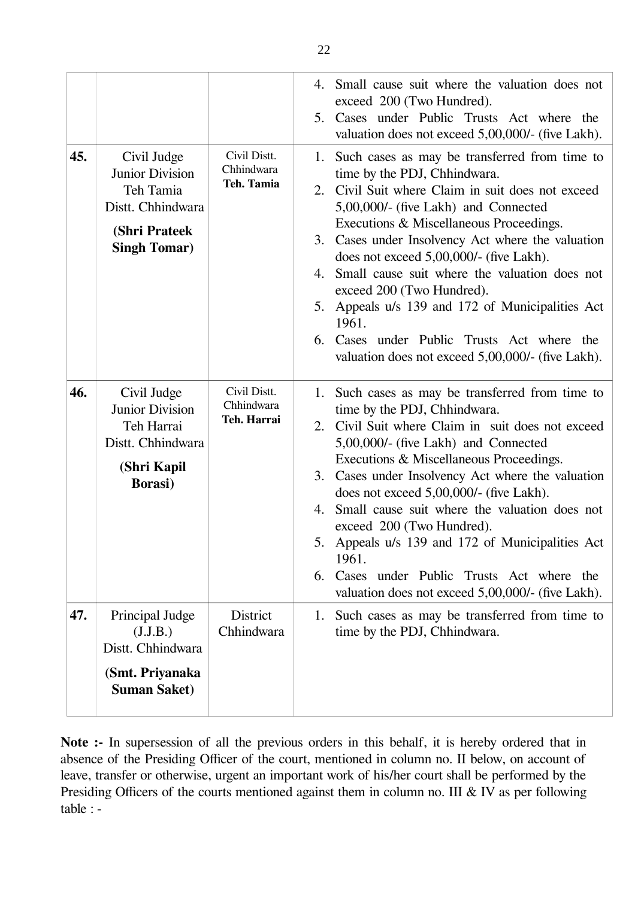| | | | |
|---|---|---|---|
| | | | 4. Small cause suit where the valuation does not exceed 200 (Two Hundred).<br>5. Cases under Public Trusts Act where the valuation does not exceed 5,00,000/- (five Lakh). |
| **45.** | Civil Judge Junior Division Teh Tamia Distt. Chhindwara<br>**(Shri Prateek Singh Tomar)** | Civil Distt. Chhindwara **Teh. Tamia** | 1. Such cases as may be transferred from time to time by the PDJ, Chhindwara.<br>2. Civil Suit where Claim in suit does not exceed 5,00,000/- (five Lakh) and Connected Executions & Miscellaneous Proceedings.<br>3. Cases under Insolvency Act where the valuation does not exceed 5,00,000/- (five Lakh).<br>4. Small cause suit where the valuation does not exceed 200 (Two Hundred).<br>5. Appeals u/s 139 and 172 of Municipalities Act 1961.<br>6. Cases under Public Trusts Act where the valuation does not exceed 5,00,000/- (five Lakh). |
| **46.** | Civil Judge Junior Division Teh Harrai Distt. Chhindwara<br>**(Shri Kapil Borasi)** | Civil Distt. Chhindwara **Teh. Harrai** | 1. Such cases as may be transferred from time to time by the PDJ, Chhindwara.<br>2. Civil Suit where Claim in suit does not exceed 5,00,000/- (five Lakh) and Connected Executions & Miscellaneous Proceedings.<br>3. Cases under Insolvency Act where the valuation does not exceed 5,00,000/- (five Lakh).<br>4. Small cause suit where the valuation does not exceed 200 (Two Hundred).<br>5. Appeals u/s 139 and 172 of Municipalities Act 1961.<br>6. Cases under Public Trusts Act where the valuation does not exceed 5,00,000/- (five Lakh). |
| **47.** | Principal Judge (J.J.B.) Distt. Chhindwara<br>**(Smt. Priyanaka Suman Saket)** | District Chhindwara | 1. Such cases as may be transferred from time to time by the PDJ, Chhindwara. |

**Note :-** In supersession of all the previous orders in this behalf, it is hereby ordered that in absence of the Presiding Officer of the court, mentioned in column no. II below, on account of leave, transfer or otherwise, urgent an important work of his/her court shall be performed by the Presiding Officers of the courts mentioned against them in column no. III & IV as per following table : -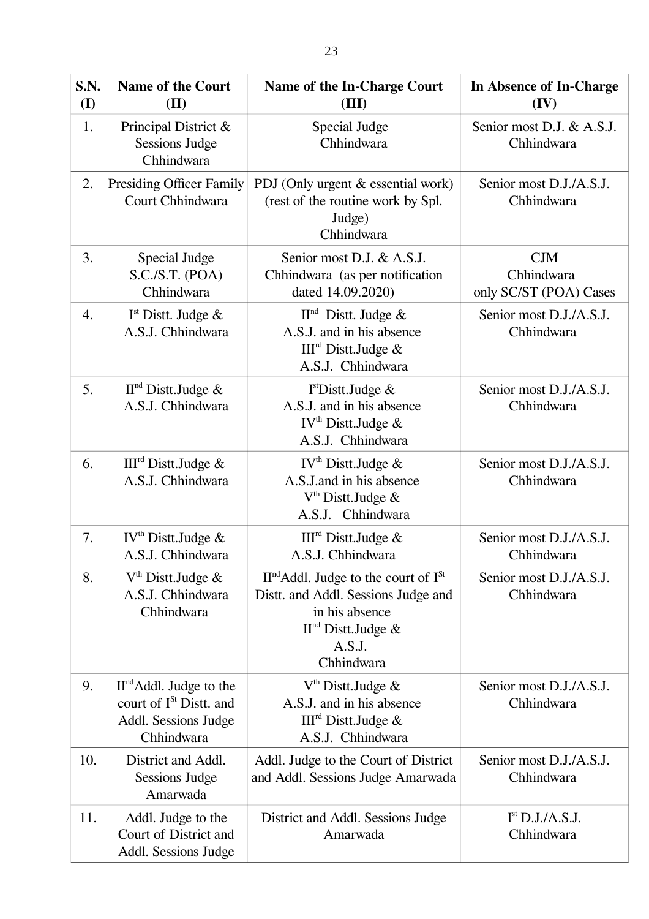| S.N. (I) | Name of the Court (II) | Name of the In-Charge Court (III) | In Absence of In-Charge (IV) |
|---|---|---|---|
| 1. | Principal District & Sessions Judge Chhindwara | Special Judge Chhindwara | Senior most D.J. & A.S.J. Chhindwara |
| 2. | Presiding Officer Family Court Chhindwara | PDJ (Only urgent & essential work) (rest of the routine work by Spl. Judge) Chhindwara | Senior most D.J./A.S.J. Chhindwara |
| 3. | Special Judge S.C./S.T. (POA) Chhindwara | Senior most D.J. & A.S.J. Chhindwara (as per notification dated 14.09.2020) | CJM Chhindwara only SC/ST (POA) Cases |
| 4. | I<sup>st</sup> Distt. Judge & A.S.J. Chhindwara | II<sup>nd</sup> Distt. Judge & A.S.J. and in his absence III<sup>rd</sup> Distt.Judge & A.S.J. Chhindwara | Senior most D.J./A.S.J. Chhindwara |
| 5. | II<sup>nd</sup> Distt.Judge & A.S.J. Chhindwara | I<sup>st</sup>Distt.Judge & A.S.J. and in his absence IV<sup>th</sup> Distt.Judge & A.S.J. Chhindwara | Senior most D.J./A.S.J. Chhindwara |
| 6. | III<sup>rd</sup> Distt.Judge & A.S.J. Chhindwara | IV<sup>th</sup> Distt.Judge & A.S.J.and in his absence V<sup>th</sup> Distt.Judge & A.S.J. Chhindwara | Senior most D.J./A.S.J. Chhindwara |
| 7. | IV<sup>th</sup> Distt.Judge & A.S.J. Chhindwara | III<sup>rd</sup> Distt.Judge & A.S.J. Chhindwara | Senior most D.J./A.S.J. Chhindwara |
| 8. | V<sup>th</sup> Distt.Judge & A.S.J. Chhindwara Chhindwara | II<sup>nd</sup>Addl. Judge to the court of I<sup>St</sup> Distt. and Addl. Sessions Judge and in his absence II<sup>nd</sup> Distt.Judge & A.S.J. Chhindwara | Senior most D.J./A.S.J. Chhindwara |
| 9. | II<sup>nd</sup>Addl. Judge to the court of I<sup>St</sup> Distt. and Addl. Sessions Judge Chhindwara | V<sup>th</sup> Distt.Judge & A.S.J. and in his absence III<sup>rd</sup> Distt.Judge & A.S.J. Chhindwara | Senior most D.J./A.S.J. Chhindwara |
| 10. | District and Addl. Sessions Judge Amarwada | Addl. Judge to the Court of District and Addl. Sessions Judge Amarwada | Senior most D.J./A.S.J. Chhindwara |
| 11. | Addl. Judge to the Court of District and Addl. Sessions Judge | District and Addl. Sessions Judge Amarwada | I<sup>st</sup> D.J./A.S.J. Chhindwara |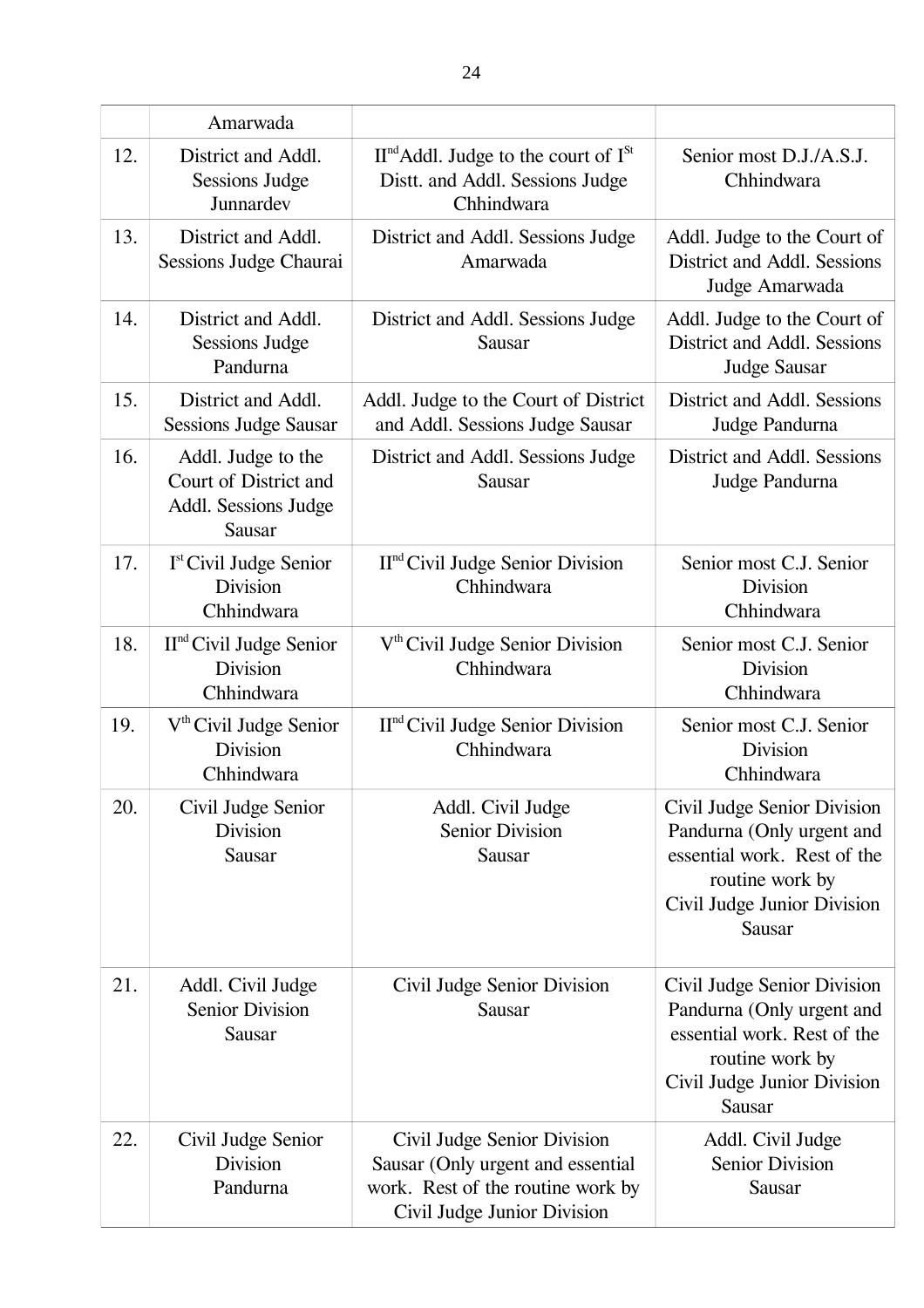| | | | |
|---|---|---|---|
| | Amarwada | | |
| 12. | District and Addl. Sessions Judge Junnardev | II[nd] Addl. Judge to the court of I[St] Distt. and Addl. Sessions Judge Chhindwara | Senior most D.J./A.S.J. Chhindwara |
| 13. | District and Addl. Sessions Judge Chaurai | District and Addl. Sessions Judge Amarwada | Addl. Judge to the Court of District and Addl. Sessions Judge Amarwada |
| 14. | District and Addl. Sessions Judge Pandurna | District and Addl. Sessions Judge Sausar | Addl. Judge to the Court of District and Addl. Sessions Judge Sausar |
| 15. | District and Addl. Sessions Judge Sausar | Addl. Judge to the Court of District and Addl. Sessions Judge Sausar | District and Addl. Sessions Judge Pandurna |
| 16. | Addl. Judge to the Court of District and Addl. Sessions Judge Sausar | District and Addl. Sessions Judge Sausar | District and Addl. Sessions Judge Pandurna |
| 17. | I[st] Civil Judge Senior Division Chhindwara | II[nd] Civil Judge Senior Division Chhindwara | Senior most C.J. Senior Division Chhindwara |
| 18. | II[nd] Civil Judge Senior Division Chhindwara | V[th] Civil Judge Senior Division Chhindwara | Senior most C.J. Senior Division Chhindwara |
| 19. | V[th] Civil Judge Senior Division Chhindwara | II[nd] Civil Judge Senior Division Chhindwara | Senior most C.J. Senior Division Chhindwara |
| 20. | Civil Judge Senior Division Sausar | Addl. Civil Judge Senior Division Sausar | Civil Judge Senior Division Pandurna (Only urgent and essential work. Rest of the routine work by Civil Judge Junior Division Sausar |
| 21. | Addl. Civil Judge Senior Division Sausar | Civil Judge Senior Division Sausar | Civil Judge Senior Division Pandurna (Only urgent and essential work. Rest of the routine work by Civil Judge Junior Division Sausar |
| 22. | Civil Judge Senior Division Pandurna | Civil Judge Senior Division Sausar (Only urgent and essential work. Rest of the routine work by Civil Judge Junior Division | Addl. Civil Judge Senior Division Sausar |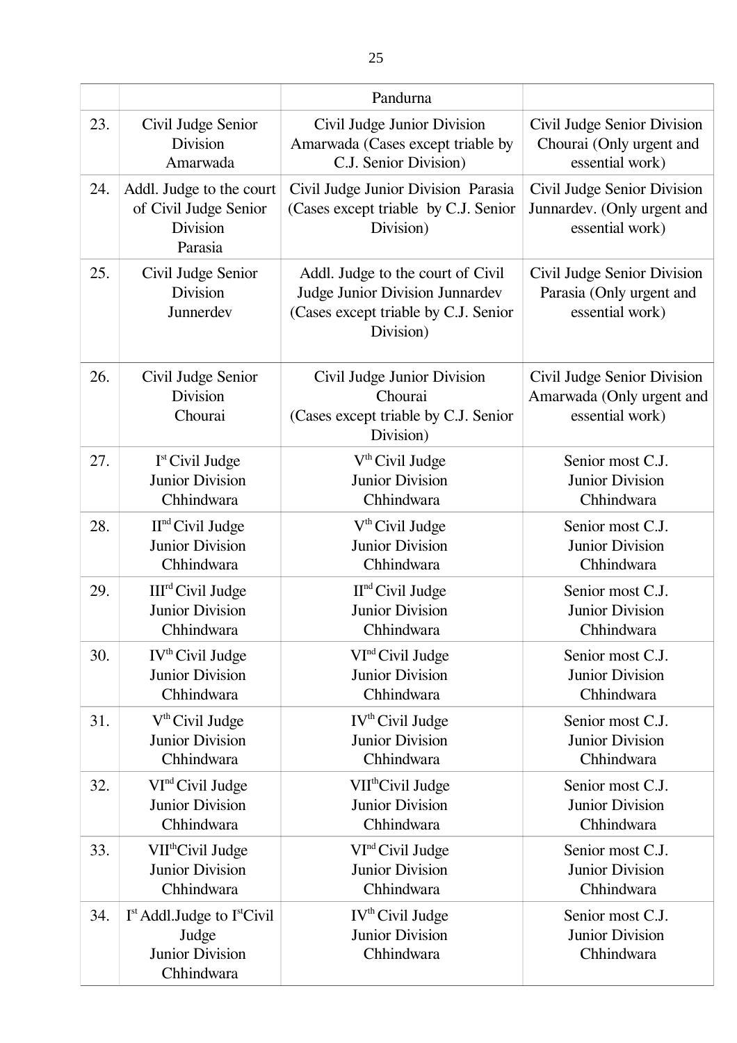|  |  | Pandurna |  |
|---|---|---|---|
| 23. | Civil Judge Senior Division Amarwada | Civil Judge Junior Division Amarwada (Cases except triable by C.J. Senior Division) | Civil Judge Senior Division Chourai (Only urgent and essential work) |
| 24. | Addl. Judge to the court of Civil Judge Senior Division Parasia | Civil Judge Junior Division Parasia (Cases except triable by C.J. Senior Division) | Civil Judge Senior Division Junnardev. (Only urgent and essential work) |
| 25. | Civil Judge Senior Division Junnerdev | Addl. Judge to the court of Civil Judge Junior Division Junnardev (Cases except triable by C.J. Senior Division) | Civil Judge Senior Division Parasia (Only urgent and essential work) |
| 26. | Civil Judge Senior Division Chourai | Civil Judge Junior Division Chourai (Cases except triable by C.J. Senior Division) | Civil Judge Senior Division Amarwada (Only urgent and essential work) |
| 27. | I[st] Civil Judge Junior Division Chhindwara | V[th] Civil Judge Junior Division Chhindwara | Senior most C.J. Junior Division Chhindwara |
| 28. | II[nd] Civil Judge Junior Division Chhindwara | V[th] Civil Judge Junior Division Chhindwara | Senior most C.J. Junior Division Chhindwara |
| 29. | III[rd] Civil Judge Junior Division Chhindwara | II[nd] Civil Judge Junior Division Chhindwara | Senior most C.J. Junior Division Chhindwara |
| 30. | IV[th] Civil Judge Junior Division Chhindwara | VI[nd] Civil Judge Junior Division Chhindwara | Senior most C.J. Junior Division Chhindwara |
| 31. | V[th] Civil Judge Junior Division Chhindwara | IV[th] Civil Judge Junior Division Chhindwara | Senior most C.J. Junior Division Chhindwara |
| 32. | VI[nd] Civil Judge Junior Division Chhindwara | VII[th]Civil Judge Junior Division Chhindwara | Senior most C.J. Junior Division Chhindwara |
| 33. | VII[th]Civil Judge Junior Division Chhindwara | VI[nd] Civil Judge Junior Division Chhindwara | Senior most C.J. Junior Division Chhindwara |
| 34. | I[st] Addl.Judge to I[st]Civil Judge Junior Division Chhindwara | IV[th] Civil Judge Junior Division Chhindwara | Senior most C.J. Junior Division Chhindwara |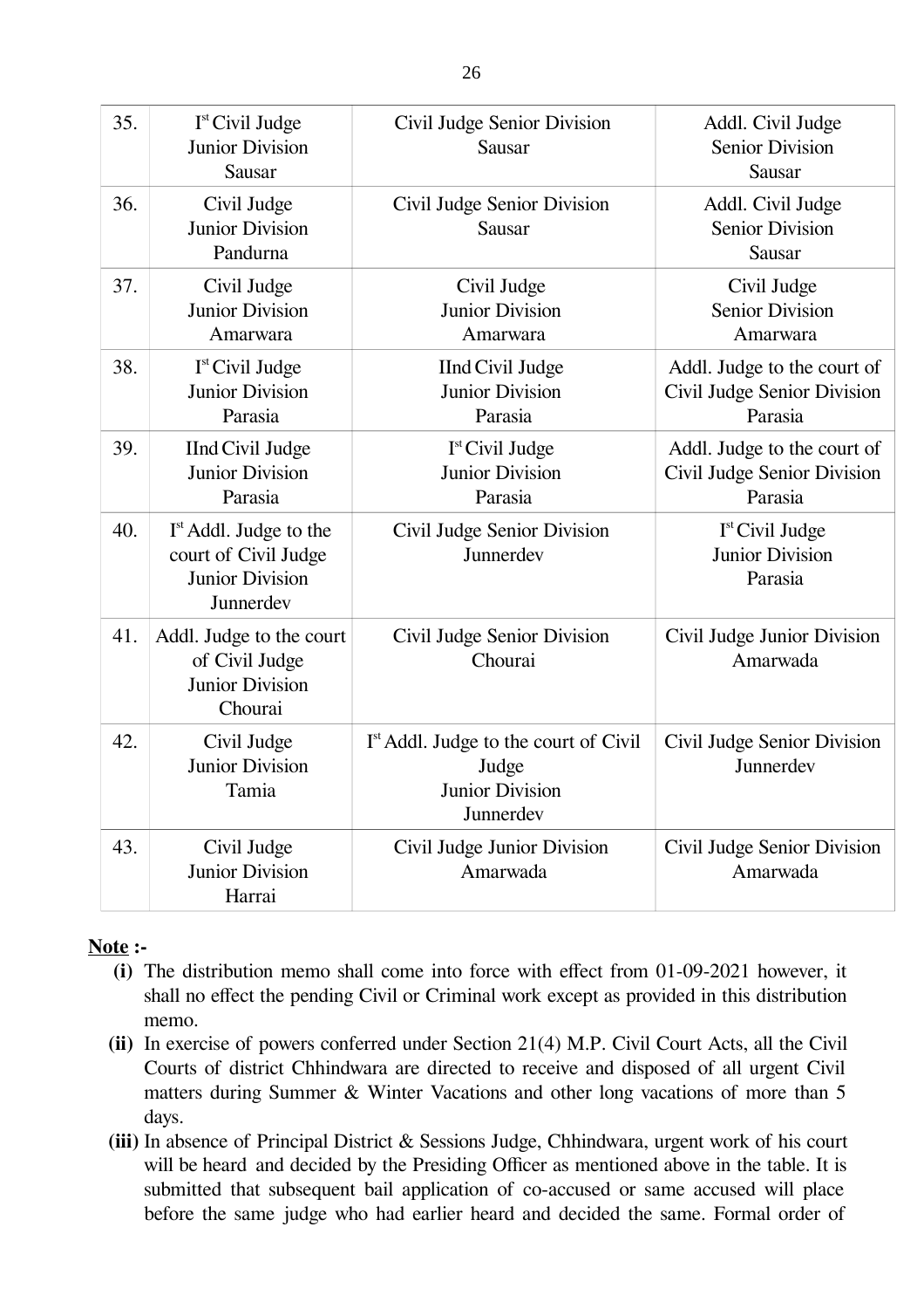| 35. | I[st] Civil Judge Junior Division Sausar | Civil Judge Senior Division Sausar | Addl. Civil Judge Senior Division Sausar |
|---|---|---|---|
| 36. | Civil Judge Junior Division Pandurna | Civil Judge Senior Division Sausar | Addl. Civil Judge Senior Division Sausar |
| 37. | Civil Judge Junior Division Amarwara | Civil Judge Junior Division Amarwara | Civil Judge Senior Division Amarwara |
| 38. | I[st] Civil Judge Junior Division Parasia | IInd Civil Judge Junior Division Parasia | Addl. Judge to the court of Civil Judge Senior Division Parasia |
| 39. | IInd Civil Judge Junior Division Parasia | I[st] Civil Judge Junior Division Parasia | Addl. Judge to the court of Civil Judge Senior Division Parasia |
| 40. | I[st] Addl. Judge to the court of Civil Judge Junior Division Junnerdev | Civil Judge Senior Division Junnerdev | I[st] Civil Judge Junior Division Parasia |
| 41. | Addl. Judge to the court of Civil Judge Junior Division Chourai | Civil Judge Senior Division Chourai | Civil Judge Junior Division Amarwada |
| 42. | Civil Judge Junior Division Tamia | I[st] Addl. Judge to the court of Civil Judge Junior Division Junnerdev | Civil Judge Senior Division Junnerdev |
| 43. | Civil Judge Junior Division Harrai | Civil Judge Junior Division Amarwada | Civil Judge Senior Division Amarwada |

**Note :-**

**(i)** The distribution memo shall come into force with effect from 01-09-2021 however, it shall no effect the pending Civil or Criminal work except as provided in this distribution memo.

**(ii)** In exercise of powers conferred under Section 21(4) M.P. Civil Court Acts, all the Civil Courts of district Chhindwara are directed to receive and disposed of all urgent Civil matters during Summer & Winter Vacations and other long vacations of more than 5 days.

**(iii)** In absence of Principal District & Sessions Judge, Chhindwara, urgent work of his court will be heard and decided by the Presiding Officer as mentioned above in the table. It is submitted that subsequent bail application of co-accused or same accused will place before the same judge who had earlier heard and decided the same. Formal order of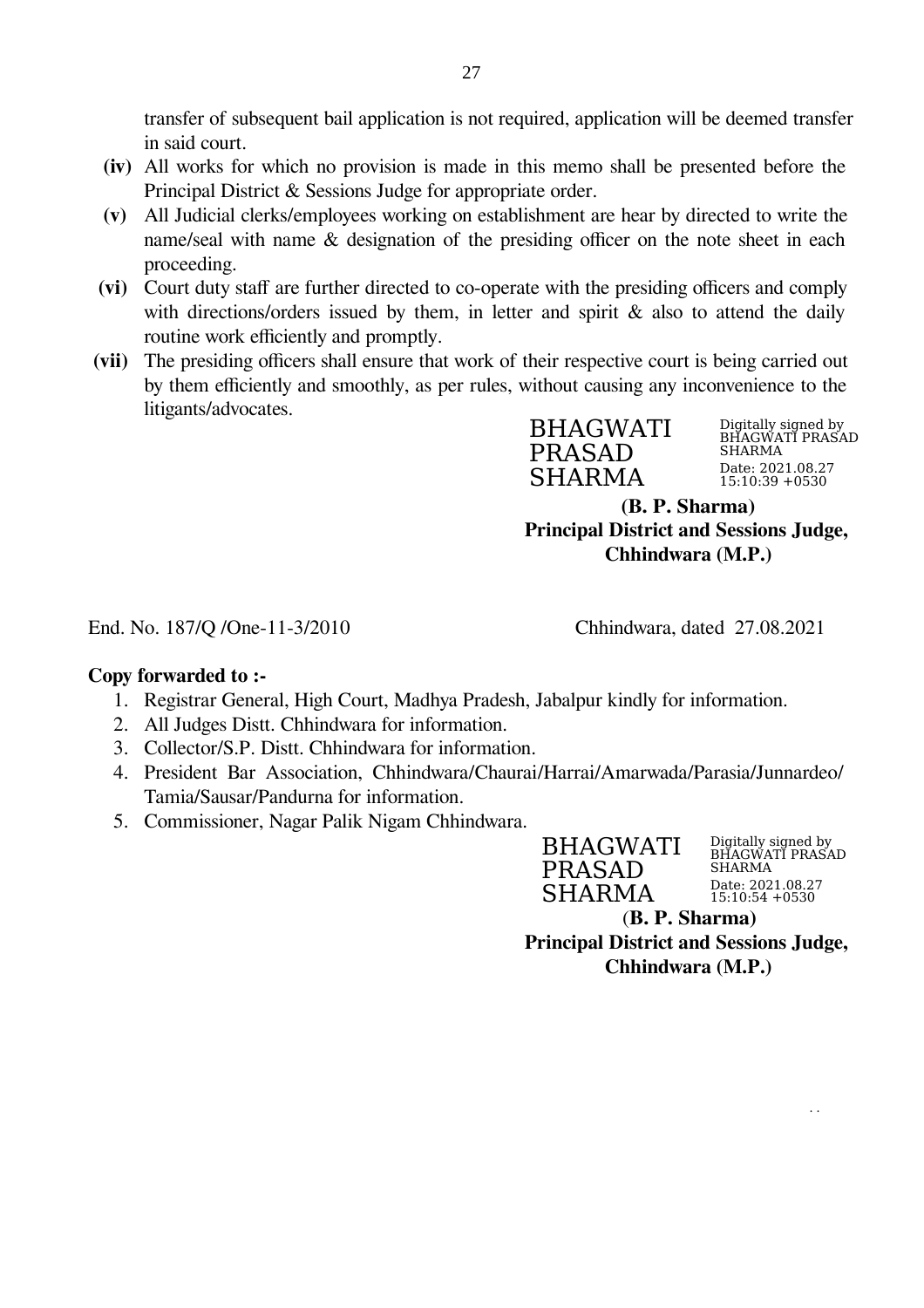transfer of subsequent bail application is not required, application will be deemed transfer in said court.

**(iv)** All works for which no provision is made in this memo shall be presented before the Principal District & Sessions Judge for appropriate order.

**(v)** All Judicial clerks/employees working on establishment are hear by directed to write the name/seal with name & designation of the presiding officer on the note sheet in each proceeding.

**(vi)** Court duty staff are further directed to co-operate with the presiding officers and comply with directions/orders issued by them, in letter and spirit & also to attend the daily routine work efficiently and promptly.

**(vii)** The presiding officers shall ensure that work of their respective court is being carried out by them efficiently and smoothly, as per rules, without causing any inconvenience to the litigants/advocates.

BHAGWATI PRASAD SHARMA
Digitally signed by BHAGWATI PRASAD SHARMA
Date: 2021.08.27 15:10:39 +0530

**(B. P. Sharma)**
**Principal District and Sessions Judge,**
**Chhindwara (M.P.)**

End. No. 187/Q /One-11-3/2010 Chhindwara, dated 27.08.2021

**Copy forwarded to :-**

1. Registrar General, High Court, Madhya Pradesh, Jabalpur kindly for information.
2. All Judges Distt. Chhindwara for information.
3. Collector/S.P. Distt. Chhindwara for information.
4. President Bar Association, Chhindwara/Chaurai/Harrai/Amarwada/Parasia/Junnardeo/Tamia/Sausar/Pandurna for information.
5. Commissioner, Nagar Palik Nigam Chhindwara.

BHAGWATI PRASAD SHARMA
Digitally signed by BHAGWATI PRASAD SHARMA
Date: 2021.08.27 15:10:54 +0530

**(B. P. Sharma)**
**Principal District and Sessions Judge,**
**Chhindwara (M.P.)**